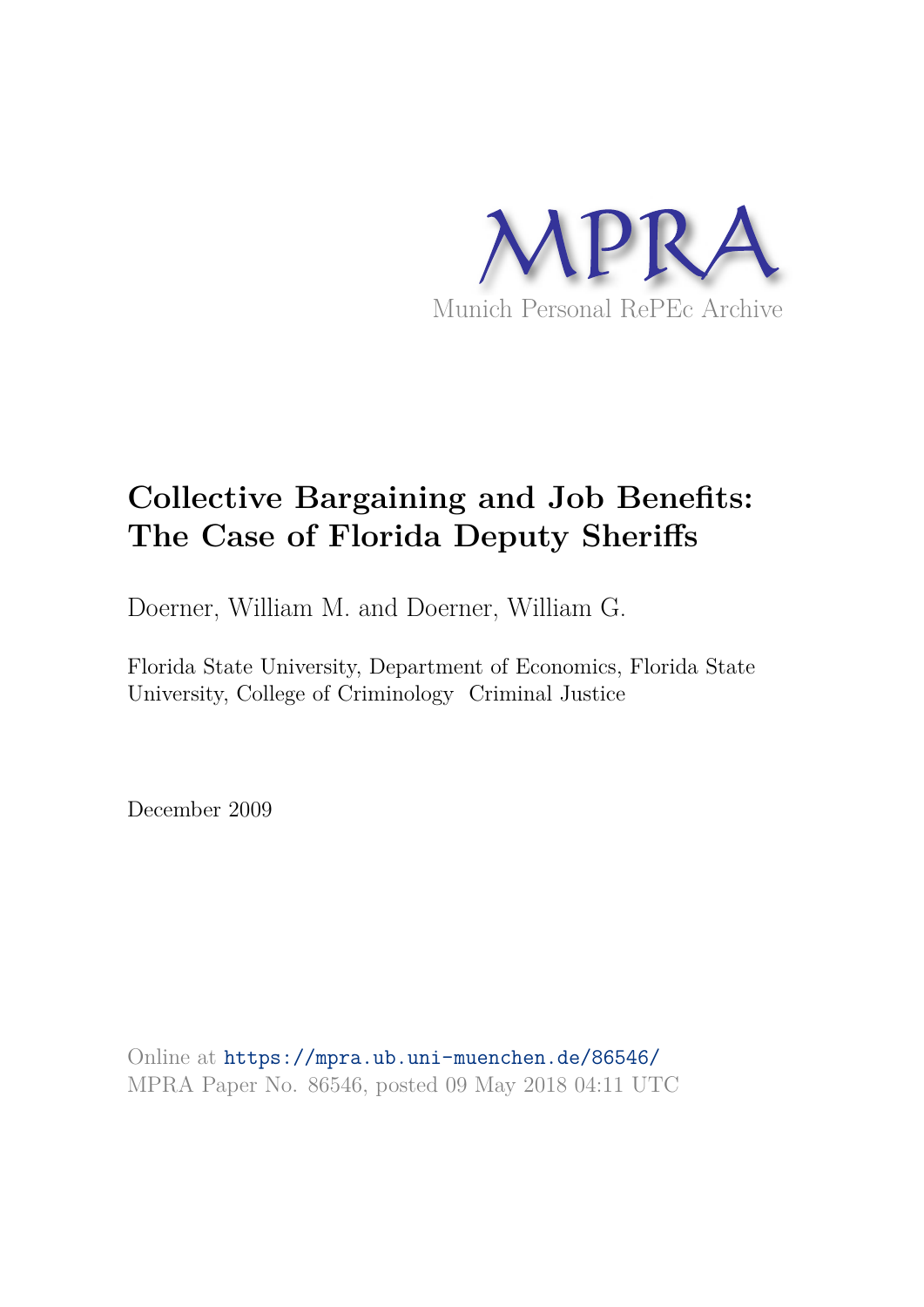MPRA

Munich Personal RePEc Archive

# Collective Bargaining and Job Benefits: The Case of Florida Deputy Sheriffs

Doerner, William M. and Doerner, William G.

Florida State University, Department of Economics, Florida State University, College of Criminology Criminal Justice

December 2009

Online at https://mpra.ub.uni-muenchen.de/86546/
MPRA Paper No. 86546, posted 09 May 2018 04:11 UTC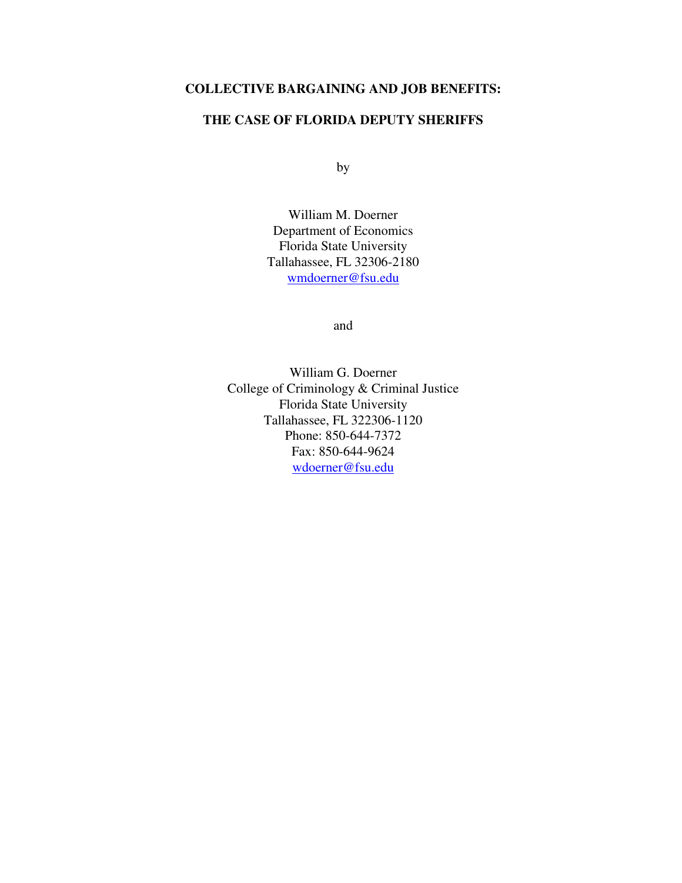# COLLECTIVE BARGAINING AND JOB BENEFITS:

# THE CASE OF FLORIDA DEPUTY SHERIFFS

by

William M. Doerner  
Department of Economics  
Florida State University  
Tallahassee, FL 32306-2180  
wmdoerner@fsu.edu

and

William G. Doerner  
College of Criminology & Criminal Justice  
Florida State University  
Tallahassee, FL 322306-1120  
Phone: 850-644-7372  
Fax: 850-644-9624  
wdoerner@fsu.edu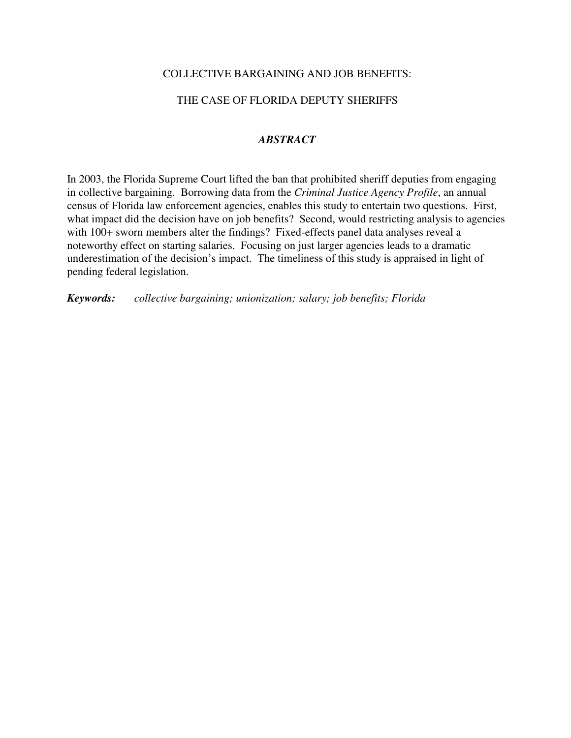# COLLECTIVE BARGAINING AND JOB BENEFITS:

# THE CASE OF FLORIDA DEPUTY SHERIFFS

## *ABSTRACT*

In 2003, the Florida Supreme Court lifted the ban that prohibited sheriff deputies from engaging in collective bargaining. Borrowing data from the *Criminal Justice Agency Profile*, an annual census of Florida law enforcement agencies, enables this study to entertain two questions. First, what impact did the decision have on job benefits? Second, would restricting analysis to agencies with 100+ sworn members alter the findings? Fixed-effects panel data analyses reveal a noteworthy effect on starting salaries. Focusing on just larger agencies leads to a dramatic underestimation of the decision's impact. The timeliness of this study is appraised in light of pending federal legislation.

***Keywords:*** *collective bargaining; unionization; salary; job benefits; Florida*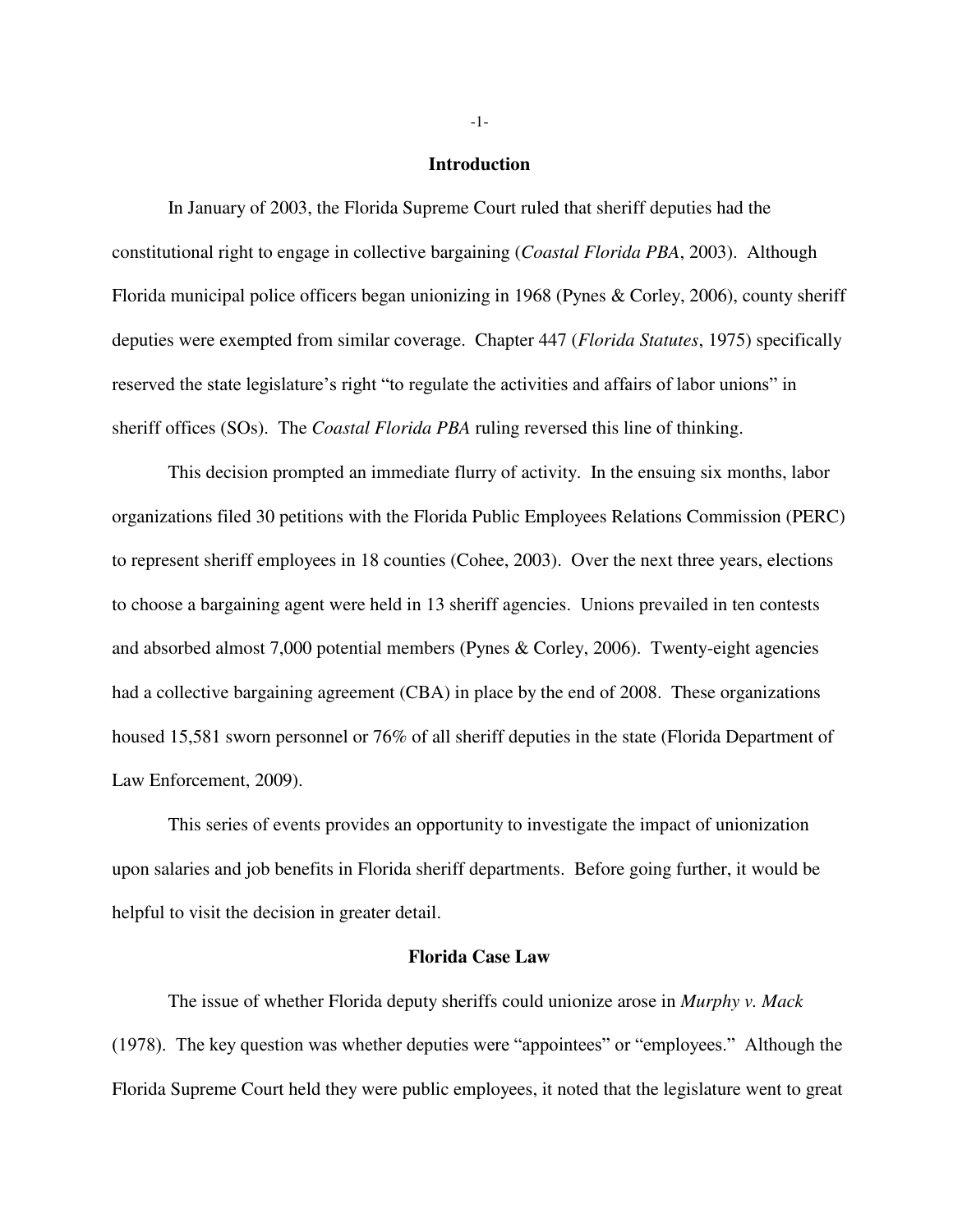## Introduction

In January of 2003, the Florida Supreme Court ruled that sheriff deputies had the constitutional right to engage in collective bargaining (*Coastal Florida PBA*, 2003). Although Florida municipal police officers began unionizing in 1968 (Pynes & Corley, 2006), county sheriff deputies were exempted from similar coverage. Chapter 447 (*Florida Statutes*, 1975) specifically reserved the state legislature's right "to regulate the activities and affairs of labor unions" in sheriff offices (SOs). The *Coastal Florida PBA* ruling reversed this line of thinking.

This decision prompted an immediate flurry of activity. In the ensuing six months, labor organizations filed 30 petitions with the Florida Public Employees Relations Commission (PERC) to represent sheriff employees in 18 counties (Cohee, 2003). Over the next three years, elections to choose a bargaining agent were held in 13 sheriff agencies. Unions prevailed in ten contests and absorbed almost 7,000 potential members (Pynes & Corley, 2006). Twenty-eight agencies had a collective bargaining agreement (CBA) in place by the end of 2008. These organizations housed 15,581 sworn personnel or 76% of all sheriff deputies in the state (Florida Department of Law Enforcement, 2009).

This series of events provides an opportunity to investigate the impact of unionization upon salaries and job benefits in Florida sheriff departments. Before going further, it would be helpful to visit the decision in greater detail.

## Florida Case Law

The issue of whether Florida deputy sheriffs could unionize arose in *Murphy v. Mack* (1978). The key question was whether deputies were "appointees" or "employees." Although the Florida Supreme Court held they were public employees, it noted that the legislature went to great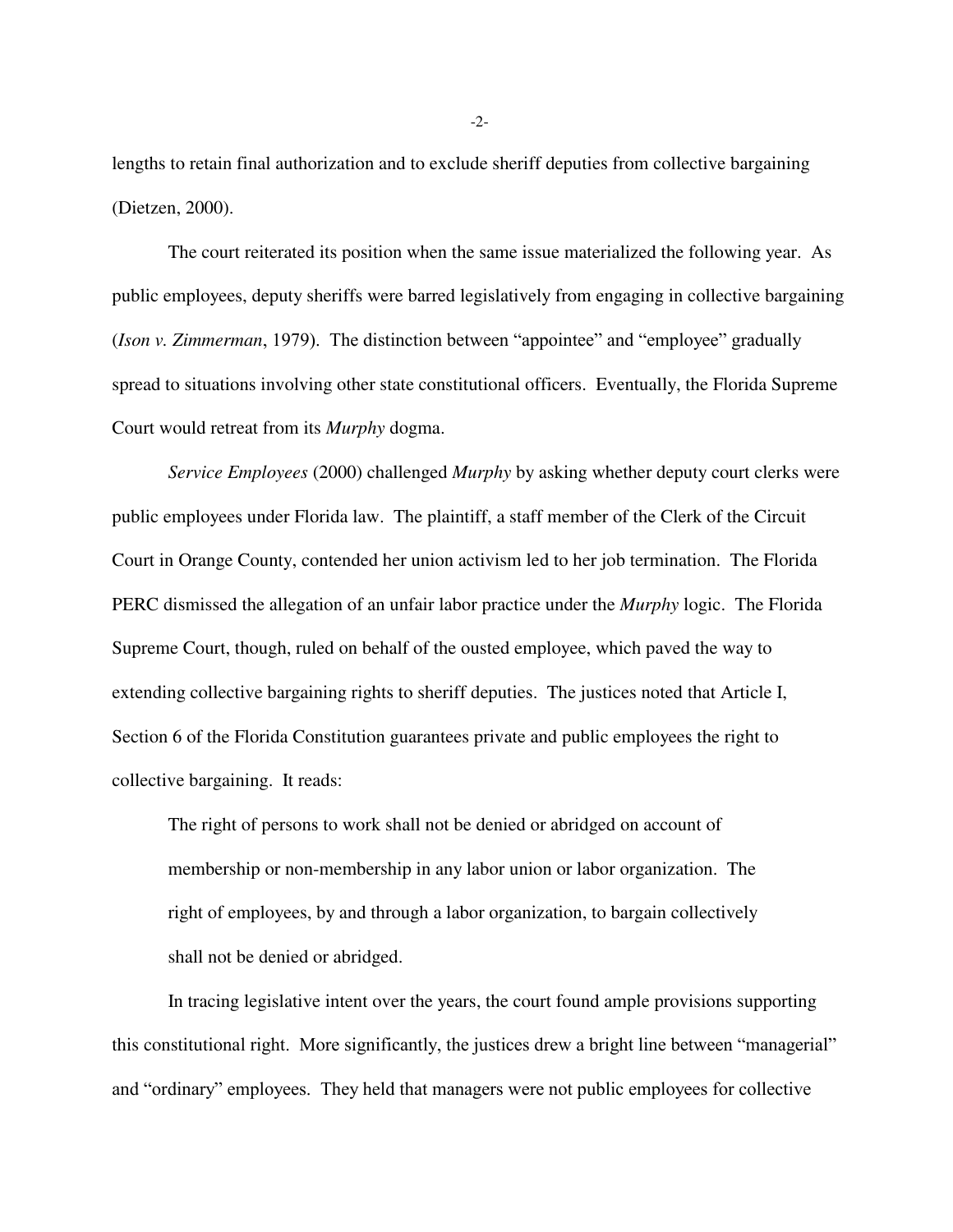lengths to retain final authorization and to exclude sheriff deputies from collective bargaining (Dietzen, 2000).

The court reiterated its position when the same issue materialized the following year. As public employees, deputy sheriffs were barred legislatively from engaging in collective bargaining (*Ison v. Zimmerman*, 1979). The distinction between "appointee" and "employee" gradually spread to situations involving other state constitutional officers. Eventually, the Florida Supreme Court would retreat from its *Murphy* dogma.

*Service Employees* (2000) challenged *Murphy* by asking whether deputy court clerks were public employees under Florida law. The plaintiff, a staff member of the Clerk of the Circuit Court in Orange County, contended her union activism led to her job termination. The Florida PERC dismissed the allegation of an unfair labor practice under the *Murphy* logic. The Florida Supreme Court, though, ruled on behalf of the ousted employee, which paved the way to extending collective bargaining rights to sheriff deputies. The justices noted that Article I, Section 6 of the Florida Constitution guarantees private and public employees the right to collective bargaining. It reads:

> The right of persons to work shall not be denied or abridged on account of membership or non-membership in any labor union or labor organization. The right of employees, by and through a labor organization, to bargain collectively shall not be denied or abridged.

In tracing legislative intent over the years, the court found ample provisions supporting this constitutional right. More significantly, the justices drew a bright line between "managerial" and "ordinary" employees. They held that managers were not public employees for collective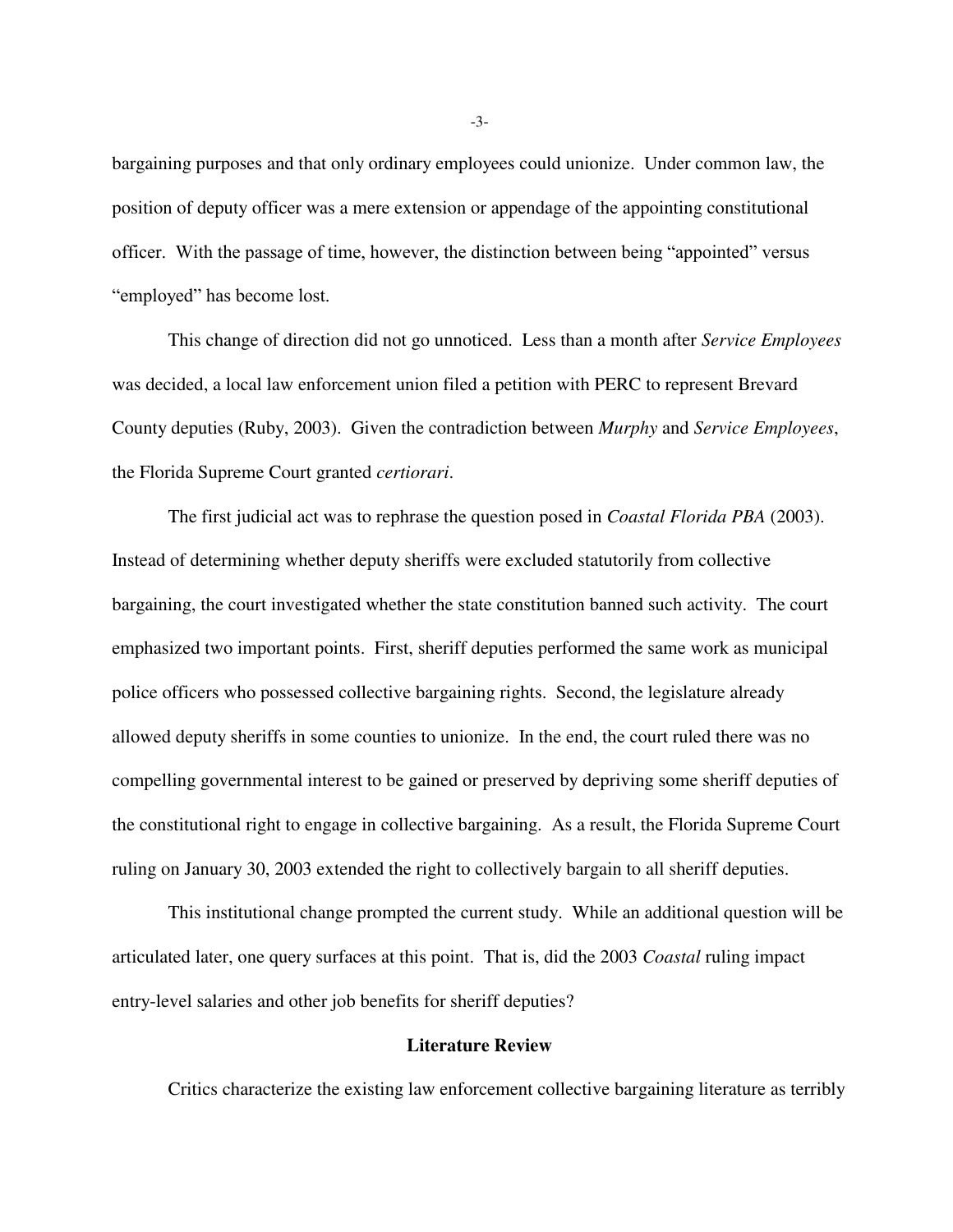bargaining purposes and that only ordinary employees could unionize. Under common law, the position of deputy officer was a mere extension or appendage of the appointing constitutional officer. With the passage of time, however, the distinction between being "appointed" versus "employed" has become lost.

This change of direction did not go unnoticed. Less than a month after *Service Employees* was decided, a local law enforcement union filed a petition with PERC to represent Brevard County deputies (Ruby, 2003). Given the contradiction between *Murphy* and *Service Employees*, the Florida Supreme Court granted *certiorari*.

The first judicial act was to rephrase the question posed in *Coastal Florida PBA* (2003). Instead of determining whether deputy sheriffs were excluded statutorily from collective bargaining, the court investigated whether the state constitution banned such activity. The court emphasized two important points. First, sheriff deputies performed the same work as municipal police officers who possessed collective bargaining rights. Second, the legislature already allowed deputy sheriffs in some counties to unionize. In the end, the court ruled there was no compelling governmental interest to be gained or preserved by depriving some sheriff deputies of the constitutional right to engage in collective bargaining. As a result, the Florida Supreme Court ruling on January 30, 2003 extended the right to collectively bargain to all sheriff deputies.

This institutional change prompted the current study. While an additional question will be articulated later, one query surfaces at this point. That is, did the 2003 *Coastal* ruling impact entry-level salaries and other job benefits for sheriff deputies?

## Literature Review

Critics characterize the existing law enforcement collective bargaining literature as terribly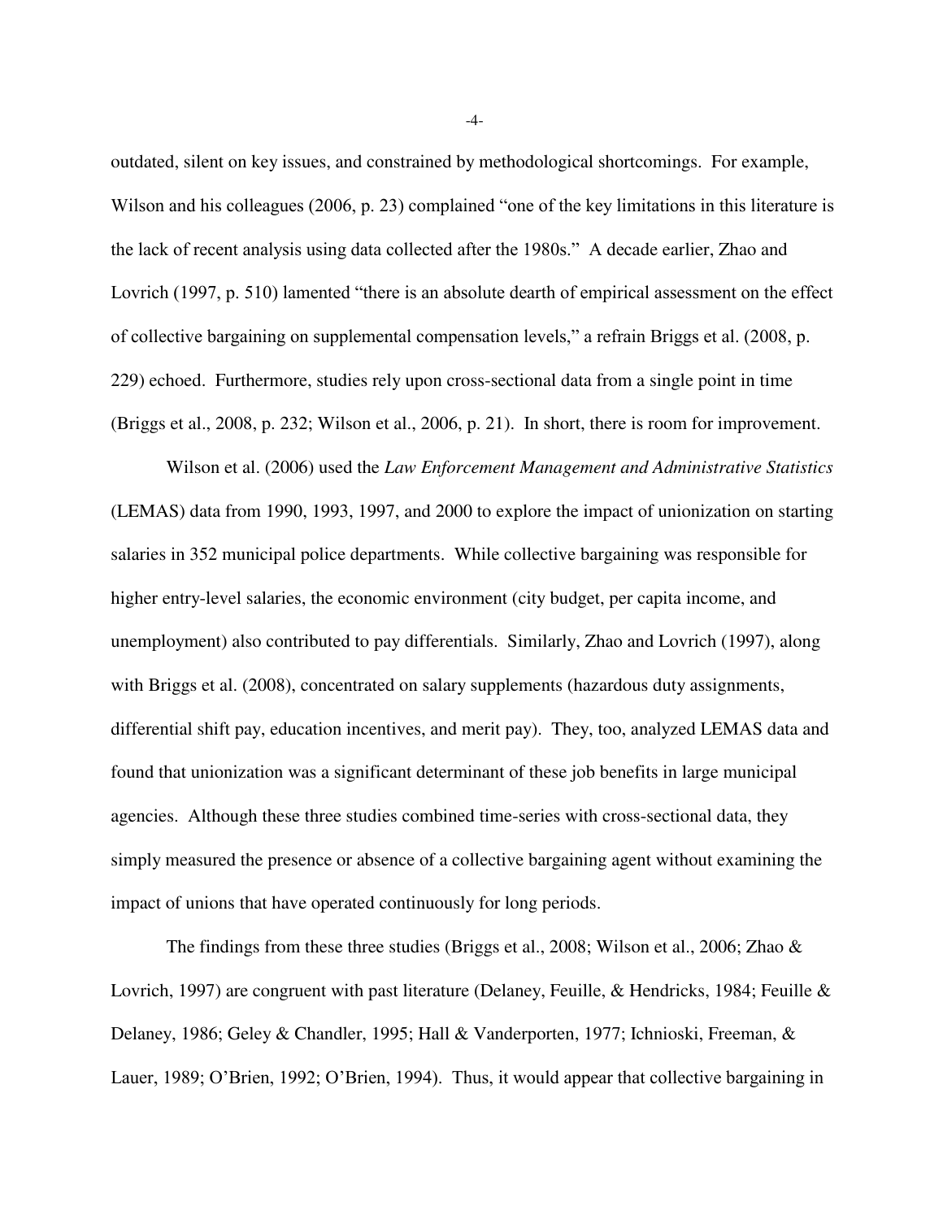outdated, silent on key issues, and constrained by methodological shortcomings. For example, Wilson and his colleagues (2006, p. 23) complained "one of the key limitations in this literature is the lack of recent analysis using data collected after the 1980s." A decade earlier, Zhao and Lovrich (1997, p. 510) lamented "there is an absolute dearth of empirical assessment on the effect of collective bargaining on supplemental compensation levels," a refrain Briggs et al. (2008, p. 229) echoed. Furthermore, studies rely upon cross-sectional data from a single point in time (Briggs et al., 2008, p. 232; Wilson et al., 2006, p. 21). In short, there is room for improvement.

Wilson et al. (2006) used the *Law Enforcement Management and Administrative Statistics* (LEMAS) data from 1990, 1993, 1997, and 2000 to explore the impact of unionization on starting salaries in 352 municipal police departments. While collective bargaining was responsible for higher entry-level salaries, the economic environment (city budget, per capita income, and unemployment) also contributed to pay differentials. Similarly, Zhao and Lovrich (1997), along with Briggs et al. (2008), concentrated on salary supplements (hazardous duty assignments, differential shift pay, education incentives, and merit pay). They, too, analyzed LEMAS data and found that unionization was a significant determinant of these job benefits in large municipal agencies. Although these three studies combined time-series with cross-sectional data, they simply measured the presence or absence of a collective bargaining agent without examining the impact of unions that have operated continuously for long periods.

The findings from these three studies (Briggs et al., 2008; Wilson et al., 2006; Zhao & Lovrich, 1997) are congruent with past literature (Delaney, Feuille, & Hendricks, 1984; Feuille & Delaney, 1986; Geley & Chandler, 1995; Hall & Vanderporten, 1977; Ichnioski, Freeman, & Lauer, 1989; O'Brien, 1992; O'Brien, 1994). Thus, it would appear that collective bargaining in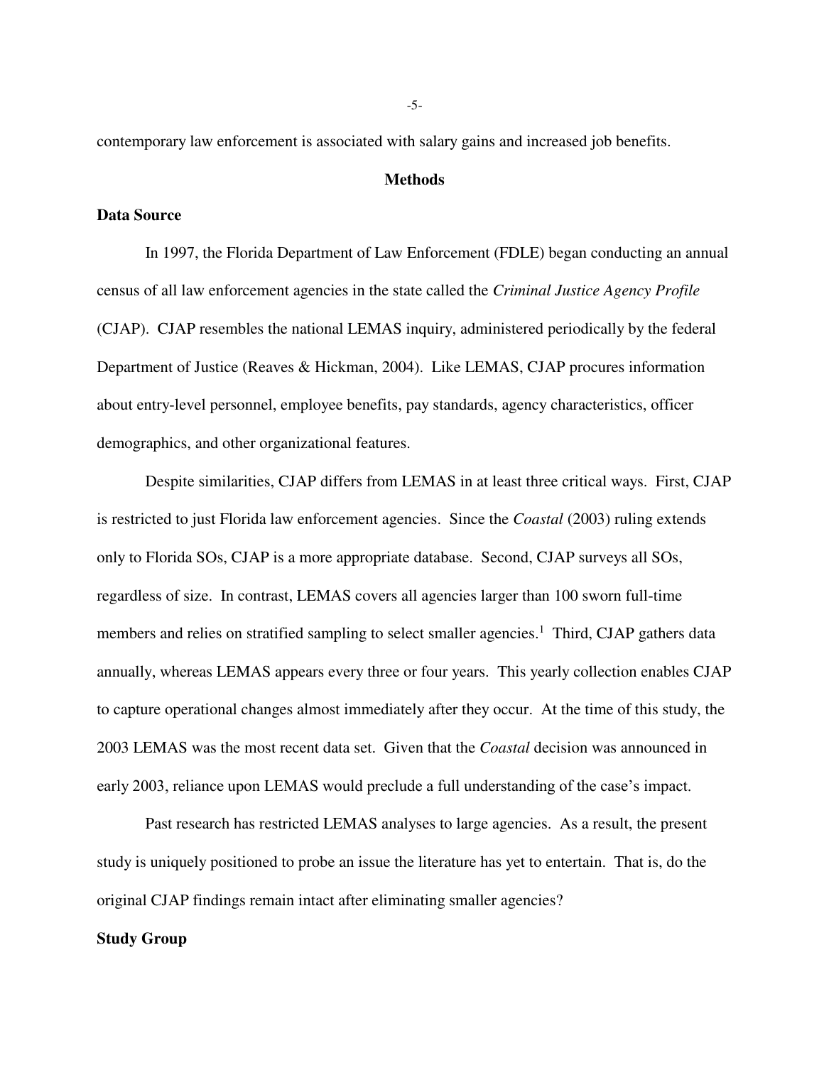contemporary law enforcement is associated with salary gains and increased job benefits.

## Methods

### Data Source

In 1997, the Florida Department of Law Enforcement (FDLE) began conducting an annual census of all law enforcement agencies in the state called the *Criminal Justice Agency Profile* (CJAP). CJAP resembles the national LEMAS inquiry, administered periodically by the federal Department of Justice (Reaves & Hickman, 2004). Like LEMAS, CJAP procures information about entry-level personnel, employee benefits, pay standards, agency characteristics, officer demographics, and other organizational features.

Despite similarities, CJAP differs from LEMAS in at least three critical ways. First, CJAP is restricted to just Florida law enforcement agencies. Since the *Coastal* (2003) ruling extends only to Florida SOs, CJAP is a more appropriate database. Second, CJAP surveys all SOs, regardless of size. In contrast, LEMAS covers all agencies larger than 100 sworn full-time members and relies on stratified sampling to select smaller agencies.[1] Third, CJAP gathers data annually, whereas LEMAS appears every three or four years. This yearly collection enables CJAP to capture operational changes almost immediately after they occur. At the time of this study, the 2003 LEMAS was the most recent data set. Given that the *Coastal* decision was announced in early 2003, reliance upon LEMAS would preclude a full understanding of the case's impact.

Past research has restricted LEMAS analyses to large agencies. As a result, the present study is uniquely positioned to probe an issue the literature has yet to entertain. That is, do the original CJAP findings remain intact after eliminating smaller agencies?

### Study Group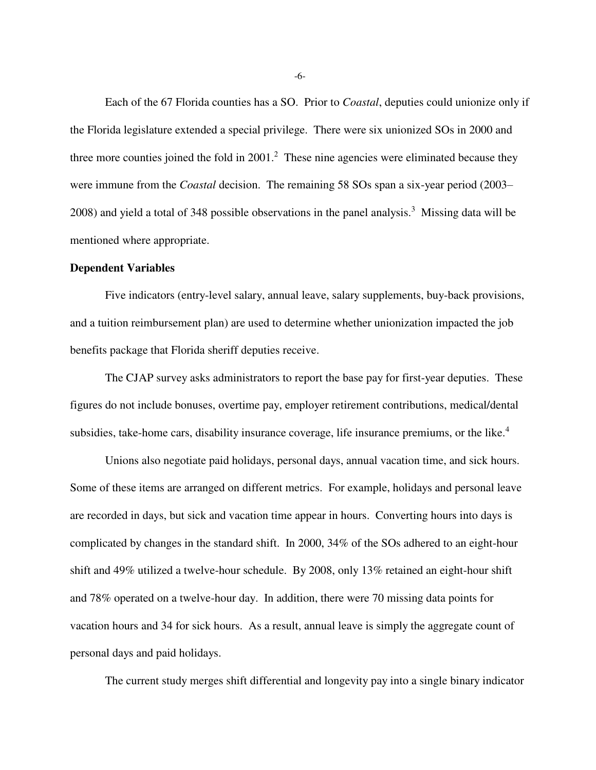Each of the 67 Florida counties has a SO. Prior to *Coastal*, deputies could unionize only if the Florida legislature extended a special privilege. There were six unionized SOs in 2000 and three more counties joined the fold in 2001.[2] These nine agencies were eliminated because they were immune from the *Coastal* decision. The remaining 58 SOs span a six-year period (2003–2008) and yield a total of 348 possible observations in the panel analysis.[3] Missing data will be mentioned where appropriate.

**Dependent Variables**

Five indicators (entry-level salary, annual leave, salary supplements, buy-back provisions, and a tuition reimbursement plan) are used to determine whether unionization impacted the job benefits package that Florida sheriff deputies receive.

The CJAP survey asks administrators to report the base pay for first-year deputies. These figures do not include bonuses, overtime pay, employer retirement contributions, medical/dental subsidies, take-home cars, disability insurance coverage, life insurance premiums, or the like.[4]

Unions also negotiate paid holidays, personal days, annual vacation time, and sick hours. Some of these items are arranged on different metrics. For example, holidays and personal leave are recorded in days, but sick and vacation time appear in hours. Converting hours into days is complicated by changes in the standard shift. In 2000, 34% of the SOs adhered to an eight-hour shift and 49% utilized a twelve-hour schedule. By 2008, only 13% retained an eight-hour shift and 78% operated on a twelve-hour day. In addition, there were 70 missing data points for vacation hours and 34 for sick hours. As a result, annual leave is simply the aggregate count of personal days and paid holidays.

The current study merges shift differential and longevity pay into a single binary indicator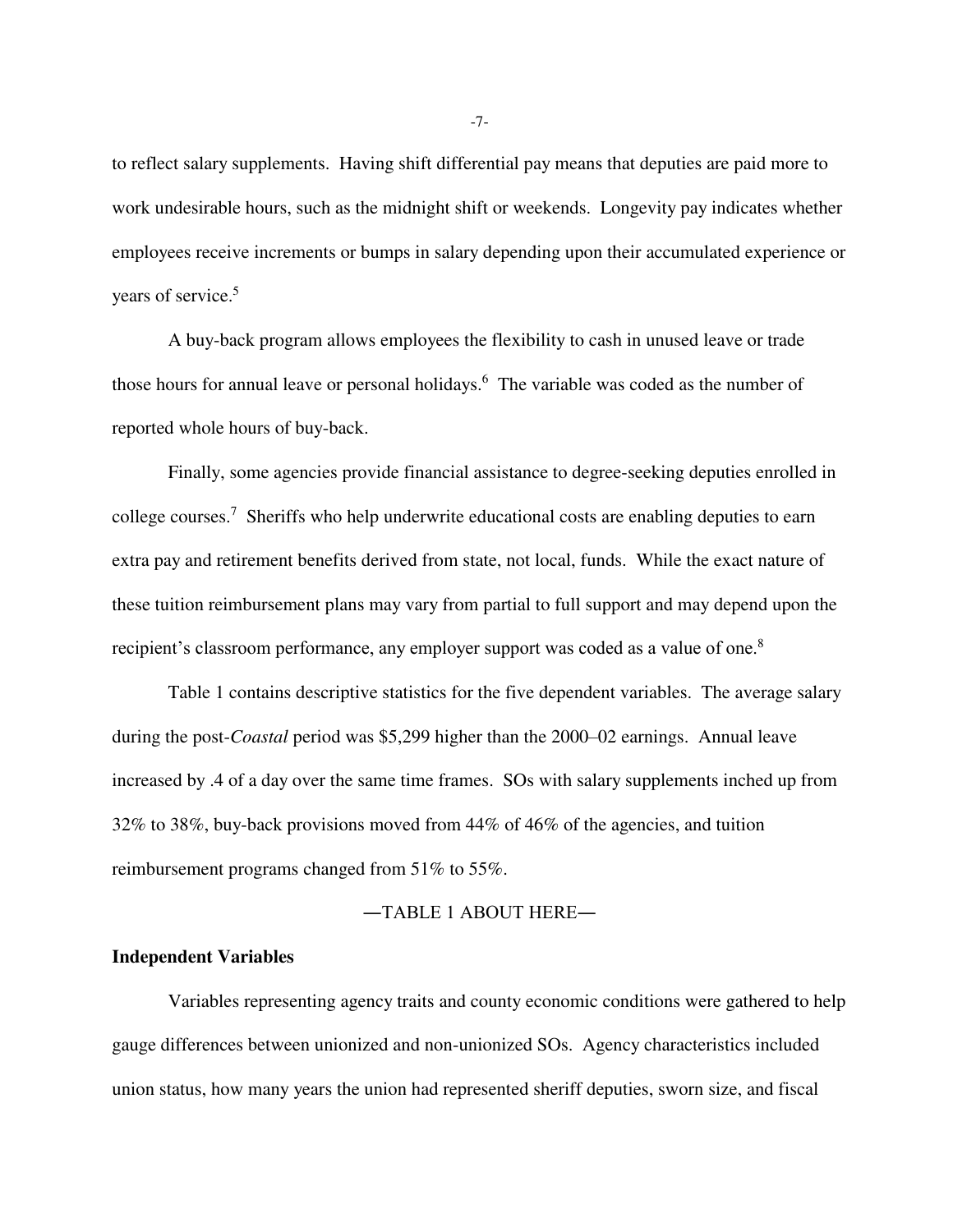to reflect salary supplements. Having shift differential pay means that deputies are paid more to work undesirable hours, such as the midnight shift or weekends. Longevity pay indicates whether employees receive increments or bumps in salary depending upon their accumulated experience or years of service.[5]

A buy-back program allows employees the flexibility to cash in unused leave or trade those hours for annual leave or personal holidays.[6] The variable was coded as the number of reported whole hours of buy-back.

Finally, some agencies provide financial assistance to degree-seeking deputies enrolled in college courses.[7] Sheriffs who help underwrite educational costs are enabling deputies to earn extra pay and retirement benefits derived from state, not local, funds. While the exact nature of these tuition reimbursement plans may vary from partial to full support and may depend upon the recipient's classroom performance, any employer support was coded as a value of one.[8]

Table 1 contains descriptive statistics for the five dependent variables. The average salary during the post-*Coastal* period was $5,299 higher than the 2000–02 earnings. Annual leave increased by .4 of a day over the same time frames. SOs with salary supplements inched up from 32% to 38%, buy-back provisions moved from 44% of 46% of the agencies, and tuition reimbursement programs changed from 51% to 55%.

—TABLE 1 ABOUT HERE—

### Independent Variables

Variables representing agency traits and county economic conditions were gathered to help gauge differences between unionized and non-unionized SOs. Agency characteristics included union status, how many years the union had represented sheriff deputies, sworn size, and fiscal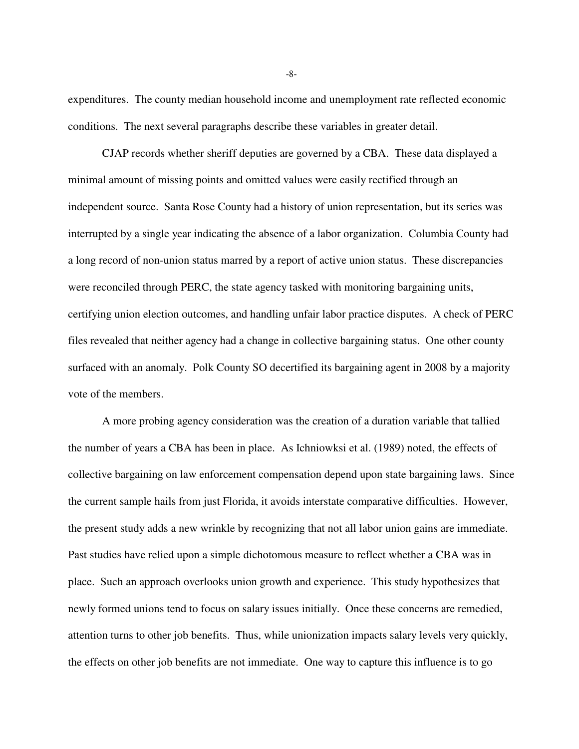expenditures. The county median household income and unemployment rate reflected economic conditions. The next several paragraphs describe these variables in greater detail.

CJAP records whether sheriff deputies are governed by a CBA. These data displayed a minimal amount of missing points and omitted values were easily rectified through an independent source. Santa Rose County had a history of union representation, but its series was interrupted by a single year indicating the absence of a labor organization. Columbia County had a long record of non-union status marred by a report of active union status. These discrepancies were reconciled through PERC, the state agency tasked with monitoring bargaining units, certifying union election outcomes, and handling unfair labor practice disputes. A check of PERC files revealed that neither agency had a change in collective bargaining status. One other county surfaced with an anomaly. Polk County SO decertified its bargaining agent in 2008 by a majority vote of the members.

A more probing agency consideration was the creation of a duration variable that tallied the number of years a CBA has been in place. As Ichniowksi et al. (1989) noted, the effects of collective bargaining on law enforcement compensation depend upon state bargaining laws. Since the current sample hails from just Florida, it avoids interstate comparative difficulties. However, the present study adds a new wrinkle by recognizing that not all labor union gains are immediate. Past studies have relied upon a simple dichotomous measure to reflect whether a CBA was in place. Such an approach overlooks union growth and experience. This study hypothesizes that newly formed unions tend to focus on salary issues initially. Once these concerns are remedied, attention turns to other job benefits. Thus, while unionization impacts salary levels very quickly, the effects on other job benefits are not immediate. One way to capture this influence is to go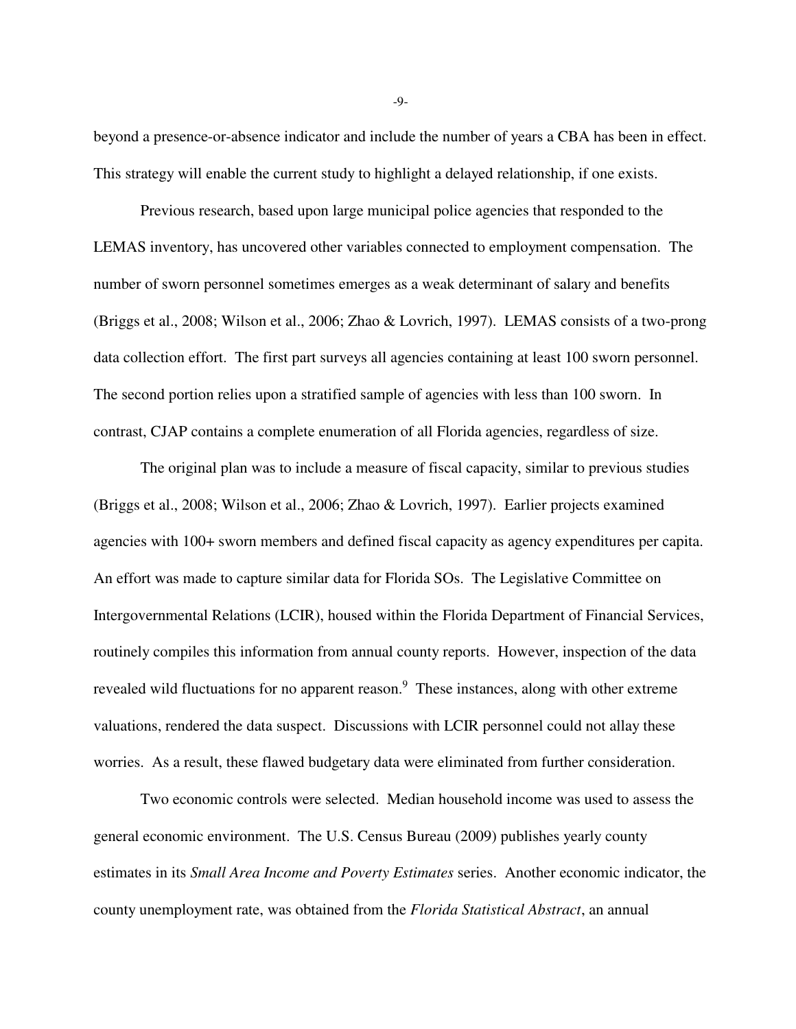beyond a presence-or-absence indicator and include the number of years a CBA has been in effect. This strategy will enable the current study to highlight a delayed relationship, if one exists.

Previous research, based upon large municipal police agencies that responded to the LEMAS inventory, has uncovered other variables connected to employment compensation. The number of sworn personnel sometimes emerges as a weak determinant of salary and benefits (Briggs et al., 2008; Wilson et al., 2006; Zhao & Lovrich, 1997). LEMAS consists of a two-prong data collection effort. The first part surveys all agencies containing at least 100 sworn personnel. The second portion relies upon a stratified sample of agencies with less than 100 sworn. In contrast, CJAP contains a complete enumeration of all Florida agencies, regardless of size.

The original plan was to include a measure of fiscal capacity, similar to previous studies (Briggs et al., 2008; Wilson et al., 2006; Zhao & Lovrich, 1997). Earlier projects examined agencies with 100+ sworn members and defined fiscal capacity as agency expenditures per capita. An effort was made to capture similar data for Florida SOs. The Legislative Committee on Intergovernmental Relations (LCIR), housed within the Florida Department of Financial Services, routinely compiles this information from annual county reports. However, inspection of the data revealed wild fluctuations for no apparent reason.[9] These instances, along with other extreme valuations, rendered the data suspect. Discussions with LCIR personnel could not allay these worries. As a result, these flawed budgetary data were eliminated from further consideration.

Two economic controls were selected. Median household income was used to assess the general economic environment. The U.S. Census Bureau (2009) publishes yearly county estimates in its *Small Area Income and Poverty Estimates* series. Another economic indicator, the county unemployment rate, was obtained from the *Florida Statistical Abstract*, an annual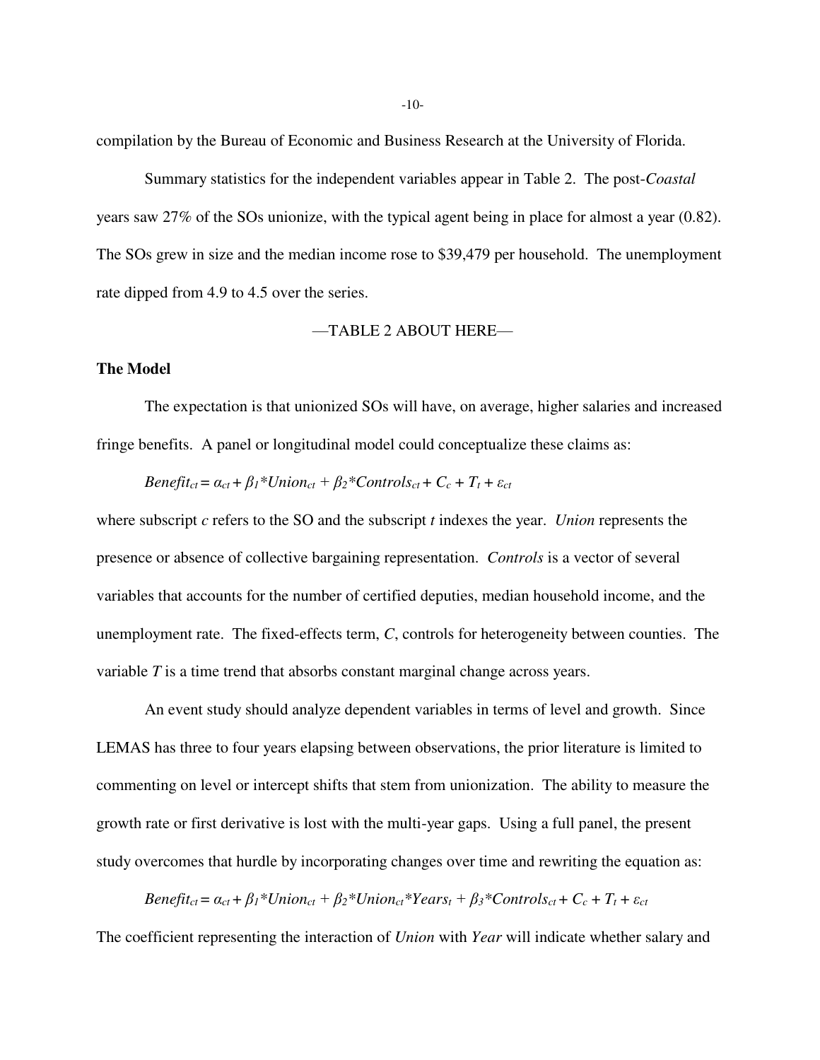compilation by the Bureau of Economic and Business Research at the University of Florida.

Summary statistics for the independent variables appear in Table 2. The post-*Coastal* years saw 27% of the SOs unionize, with the typical agent being in place for almost a year (0.82). The SOs grew in size and the median income rose to $39,479 per household. The unemployment rate dipped from 4.9 to 4.5 over the series.

—TABLE 2 ABOUT HERE—

**The Model**

The expectation is that unionized SOs will have, on average, higher salaries and increased fringe benefits. A panel or longitudinal model could conceptualize these claims as:

$$Benefit_{ct} = \alpha_{ct} + \beta_1 * Union_{ct} + \beta_2 * Controls_{ct} + C_c + T_t + \varepsilon_{ct}$$

where subscript $c$ refers to the SO and the subscript $t$ indexes the year. *Union* represents the presence or absence of collective bargaining representation. *Controls* is a vector of several variables that accounts for the number of certified deputies, median household income, and the unemployment rate. The fixed-effects term, $C$, controls for heterogeneity between counties. The variable $T$ is a time trend that absorbs constant marginal change across years.

An event study should analyze dependent variables in terms of level and growth. Since LEMAS has three to four years elapsing between observations, the prior literature is limited to commenting on level or intercept shifts that stem from unionization. The ability to measure the growth rate or first derivative is lost with the multi-year gaps. Using a full panel, the present study overcomes that hurdle by incorporating changes over time and rewriting the equation as:

$$Benefit_{ct} = \alpha_{ct} + \beta_1 * Union_{ct} + \beta_2 * Union_{ct} * Years_t + \beta_3 * Controls_{ct} + C_c + T_t + \varepsilon_{ct}$$

The coefficient representing the interaction of *Union* with *Year* will indicate whether salary and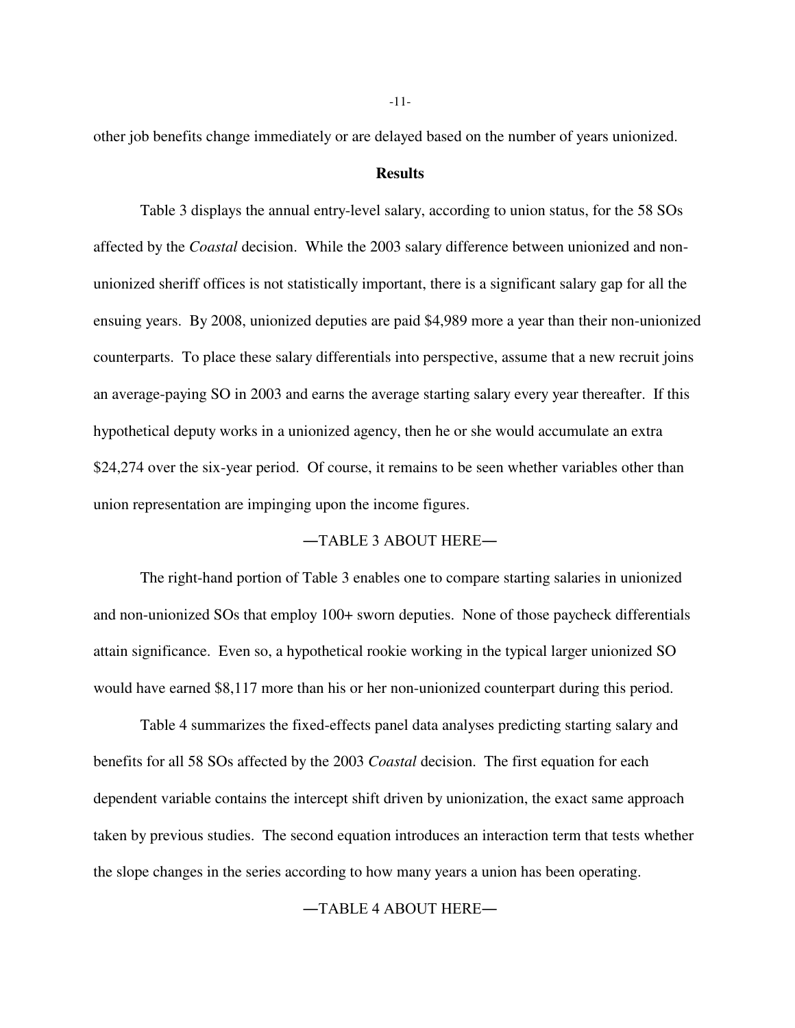other job benefits change immediately or are delayed based on the number of years unionized.

## Results

Table 3 displays the annual entry-level salary, according to union status, for the 58 SOs affected by the *Coastal* decision. While the 2003 salary difference between unionized and non-unionized sheriff offices is not statistically important, there is a significant salary gap for all the ensuing years. By 2008, unionized deputies are paid $4,989 more a year than their non-unionized counterparts. To place these salary differentials into perspective, assume that a new recruit joins an average-paying SO in 2003 and earns the average starting salary every year thereafter. If this hypothetical deputy works in a unionized agency, then he or she would accumulate an extra $24,274 over the six-year period. Of course, it remains to be seen whether variables other than union representation are impinging upon the income figures.

—TABLE 3 ABOUT HERE—

The right-hand portion of Table 3 enables one to compare starting salaries in unionized and non-unionized SOs that employ 100+ sworn deputies. None of those paycheck differentials attain significance. Even so, a hypothetical rookie working in the typical larger unionized SO would have earned $8,117 more than his or her non-unionized counterpart during this period.

Table 4 summarizes the fixed-effects panel data analyses predicting starting salary and benefits for all 58 SOs affected by the 2003 *Coastal* decision. The first equation for each dependent variable contains the intercept shift driven by unionization, the exact same approach taken by previous studies. The second equation introduces an interaction term that tests whether the slope changes in the series according to how many years a union has been operating.

—TABLE 4 ABOUT HERE—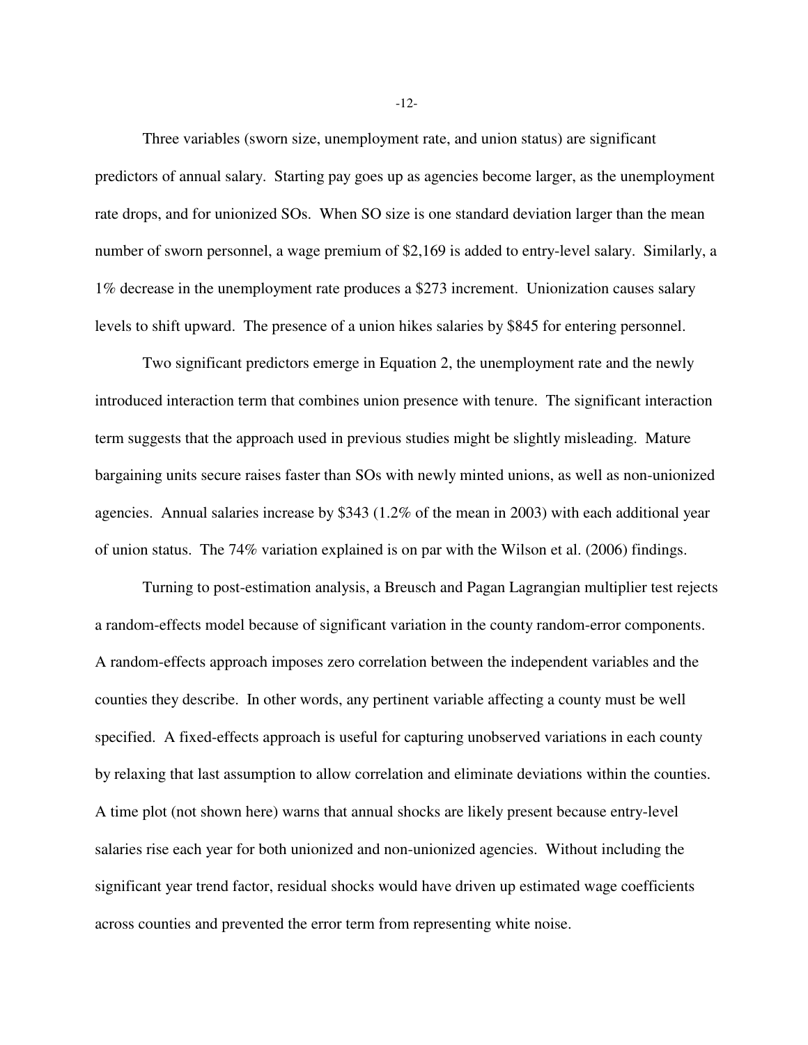Three variables (sworn size, unemployment rate, and union status) are significant predictors of annual salary. Starting pay goes up as agencies become larger, as the unemployment rate drops, and for unionized SOs. When SO size is one standard deviation larger than the mean number of sworn personnel, a wage premium of $2,169 is added to entry-level salary. Similarly, a 1% decrease in the unemployment rate produces a $273 increment. Unionization causes salary levels to shift upward. The presence of a union hikes salaries by $845 for entering personnel.

Two significant predictors emerge in Equation 2, the unemployment rate and the newly introduced interaction term that combines union presence with tenure. The significant interaction term suggests that the approach used in previous studies might be slightly misleading. Mature bargaining units secure raises faster than SOs with newly minted unions, as well as non-unionized agencies. Annual salaries increase by $343 (1.2% of the mean in 2003) with each additional year of union status. The 74% variation explained is on par with the Wilson et al. (2006) findings.

Turning to post-estimation analysis, a Breusch and Pagan Lagrangian multiplier test rejects a random-effects model because of significant variation in the county random-error components. A random-effects approach imposes zero correlation between the independent variables and the counties they describe. In other words, any pertinent variable affecting a county must be well specified. A fixed-effects approach is useful for capturing unobserved variations in each county by relaxing that last assumption to allow correlation and eliminate deviations within the counties. A time plot (not shown here) warns that annual shocks are likely present because entry-level salaries rise each year for both unionized and non-unionized agencies. Without including the significant year trend factor, residual shocks would have driven up estimated wage coefficients across counties and prevented the error term from representing white noise.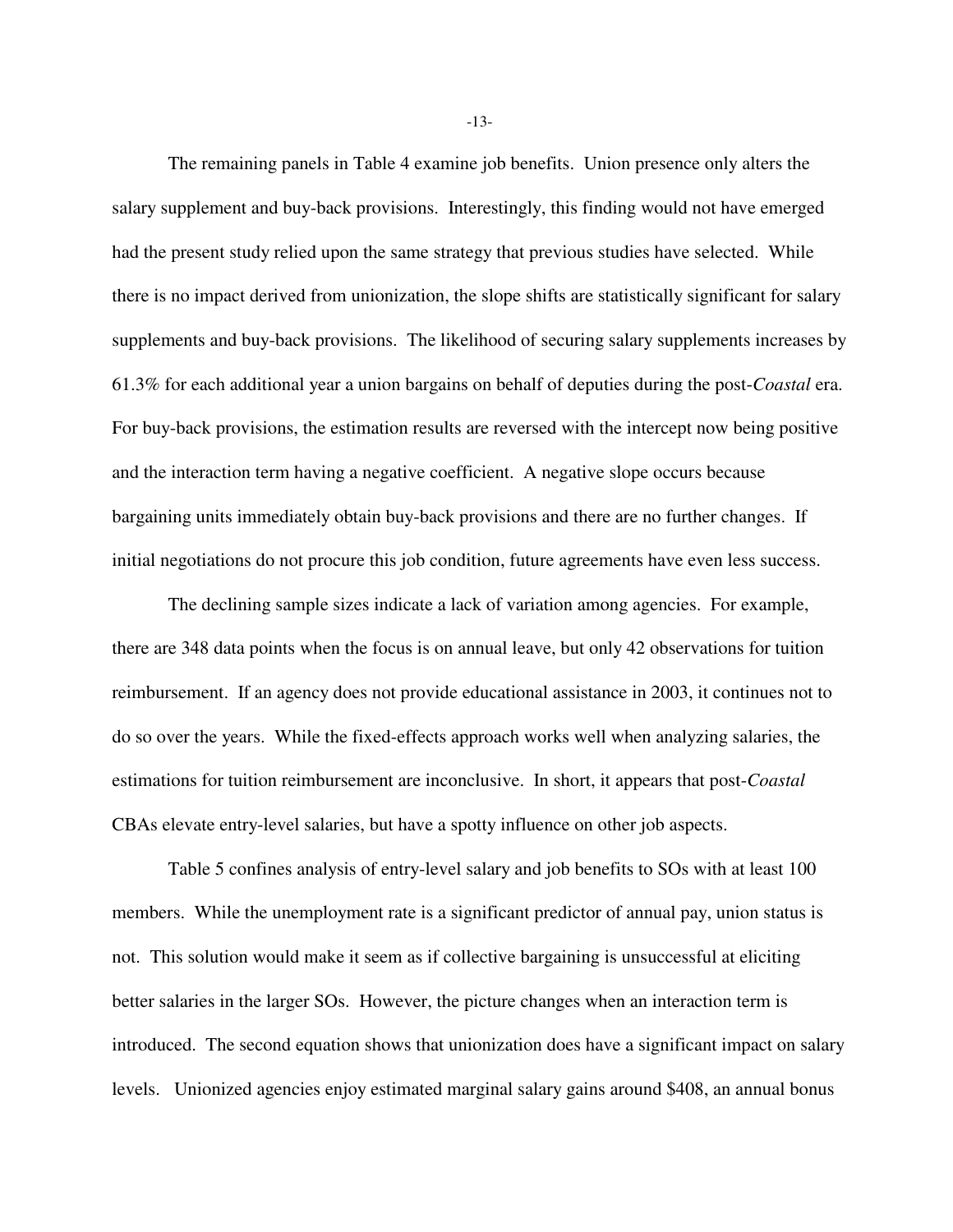The remaining panels in Table 4 examine job benefits. Union presence only alters the salary supplement and buy-back provisions. Interestingly, this finding would not have emerged had the present study relied upon the same strategy that previous studies have selected. While there is no impact derived from unionization, the slope shifts are statistically significant for salary supplements and buy-back provisions. The likelihood of securing salary supplements increases by 61.3% for each additional year a union bargains on behalf of deputies during the post-*Coastal* era. For buy-back provisions, the estimation results are reversed with the intercept now being positive and the interaction term having a negative coefficient. A negative slope occurs because bargaining units immediately obtain buy-back provisions and there are no further changes. If initial negotiations do not procure this job condition, future agreements have even less success.

The declining sample sizes indicate a lack of variation among agencies. For example, there are 348 data points when the focus is on annual leave, but only 42 observations for tuition reimbursement. If an agency does not provide educational assistance in 2003, it continues not to do so over the years. While the fixed-effects approach works well when analyzing salaries, the estimations for tuition reimbursement are inconclusive. In short, it appears that post-*Coastal* CBAs elevate entry-level salaries, but have a spotty influence on other job aspects.

Table 5 confines analysis of entry-level salary and job benefits to SOs with at least 100 members. While the unemployment rate is a significant predictor of annual pay, union status is not. This solution would make it seem as if collective bargaining is unsuccessful at eliciting better salaries in the larger SOs. However, the picture changes when an interaction term is introduced. The second equation shows that unionization does have a significant impact on salary levels. Unionized agencies enjoy estimated marginal salary gains around $408, an annual bonus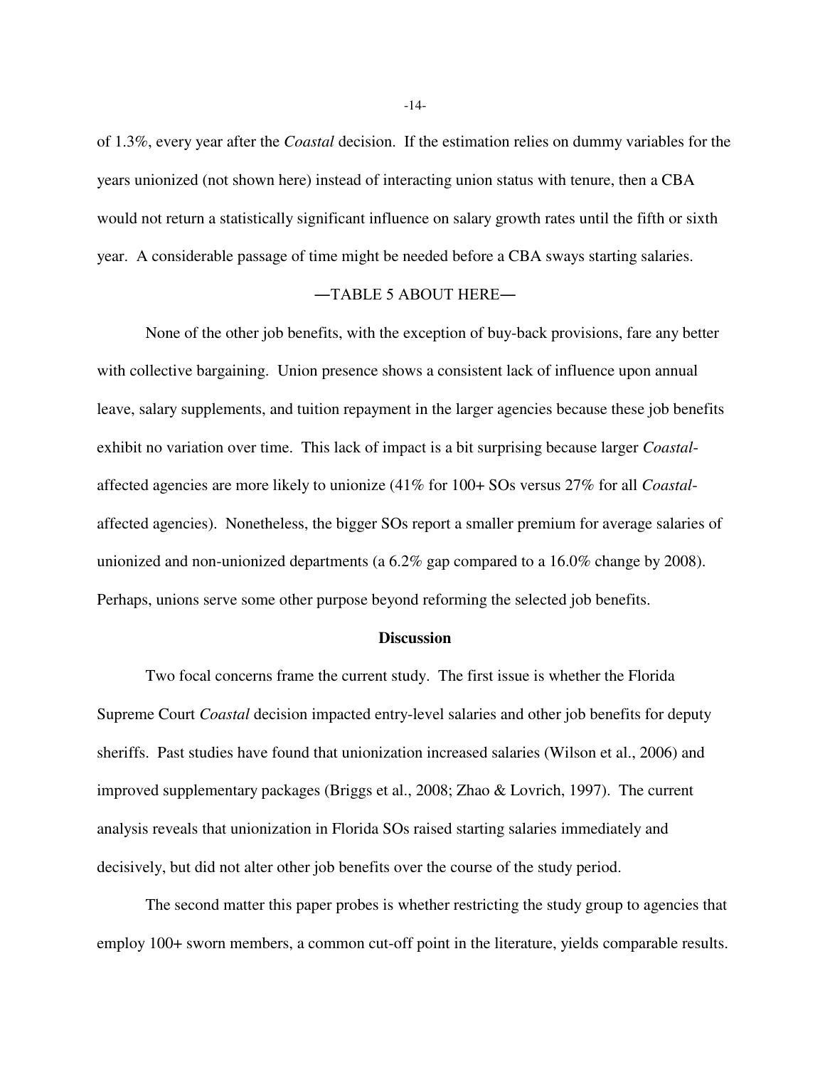of 1.3%, every year after the *Coastal* decision. If the estimation relies on dummy variables for the years unionized (not shown here) instead of interacting union status with tenure, then a CBA would not return a statistically significant influence on salary growth rates until the fifth or sixth year. A considerable passage of time might be needed before a CBA sways starting salaries.

—TABLE 5 ABOUT HERE—

None of the other job benefits, with the exception of buy-back provisions, fare any better with collective bargaining. Union presence shows a consistent lack of influence upon annual leave, salary supplements, and tuition repayment in the larger agencies because these job benefits exhibit no variation over time. This lack of impact is a bit surprising because larger *Coastal*-affected agencies are more likely to unionize (41% for 100+ SOs versus 27% for all *Coastal*-affected agencies). Nonetheless, the bigger SOs report a smaller premium for average salaries of unionized and non-unionized departments (a 6.2% gap compared to a 16.0% change by 2008). Perhaps, unions serve some other purpose beyond reforming the selected job benefits.

## Discussion

Two focal concerns frame the current study. The first issue is whether the Florida Supreme Court *Coastal* decision impacted entry-level salaries and other job benefits for deputy sheriffs. Past studies have found that unionization increased salaries (Wilson et al., 2006) and improved supplementary packages (Briggs et al., 2008; Zhao & Lovrich, 1997). The current analysis reveals that unionization in Florida SOs raised starting salaries immediately and decisively, but did not alter other job benefits over the course of the study period.

The second matter this paper probes is whether restricting the study group to agencies that employ 100+ sworn members, a common cut-off point in the literature, yields comparable results.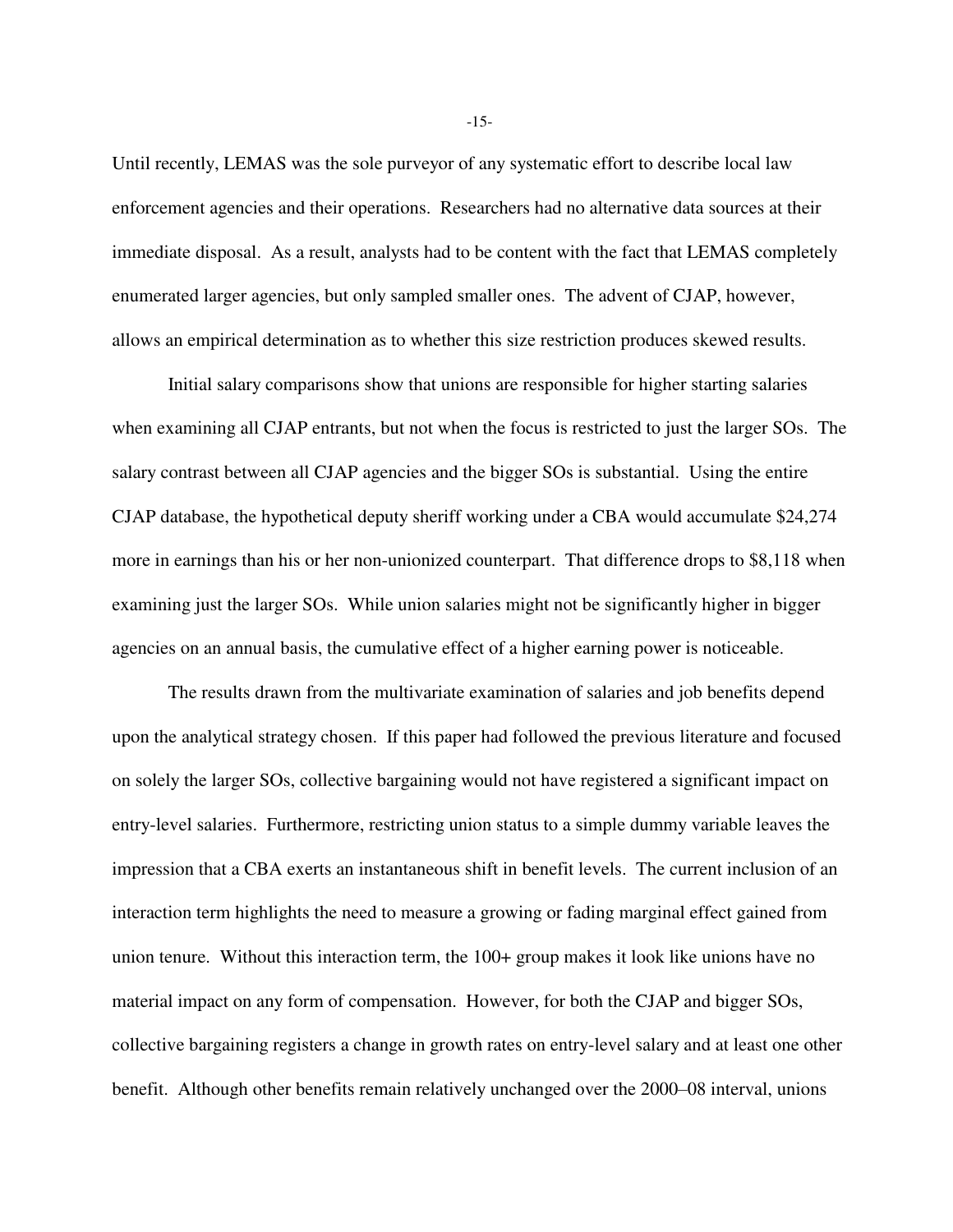Until recently, LEMAS was the sole purveyor of any systematic effort to describe local law enforcement agencies and their operations. Researchers had no alternative data sources at their immediate disposal. As a result, analysts had to be content with the fact that LEMAS completely enumerated larger agencies, but only sampled smaller ones. The advent of CJAP, however, allows an empirical determination as to whether this size restriction produces skewed results.

Initial salary comparisons show that unions are responsible for higher starting salaries when examining all CJAP entrants, but not when the focus is restricted to just the larger SOs. The salary contrast between all CJAP agencies and the bigger SOs is substantial. Using the entire CJAP database, the hypothetical deputy sheriff working under a CBA would accumulate $24,274 more in earnings than his or her non-unionized counterpart. That difference drops to $8,118 when examining just the larger SOs. While union salaries might not be significantly higher in bigger agencies on an annual basis, the cumulative effect of a higher earning power is noticeable.

The results drawn from the multivariate examination of salaries and job benefits depend upon the analytical strategy chosen. If this paper had followed the previous literature and focused on solely the larger SOs, collective bargaining would not have registered a significant impact on entry-level salaries. Furthermore, restricting union status to a simple dummy variable leaves the impression that a CBA exerts an instantaneous shift in benefit levels. The current inclusion of an interaction term highlights the need to measure a growing or fading marginal effect gained from union tenure. Without this interaction term, the 100+ group makes it look like unions have no material impact on any form of compensation. However, for both the CJAP and bigger SOs, collective bargaining registers a change in growth rates on entry-level salary and at least one other benefit. Although other benefits remain relatively unchanged over the 2000–08 interval, unions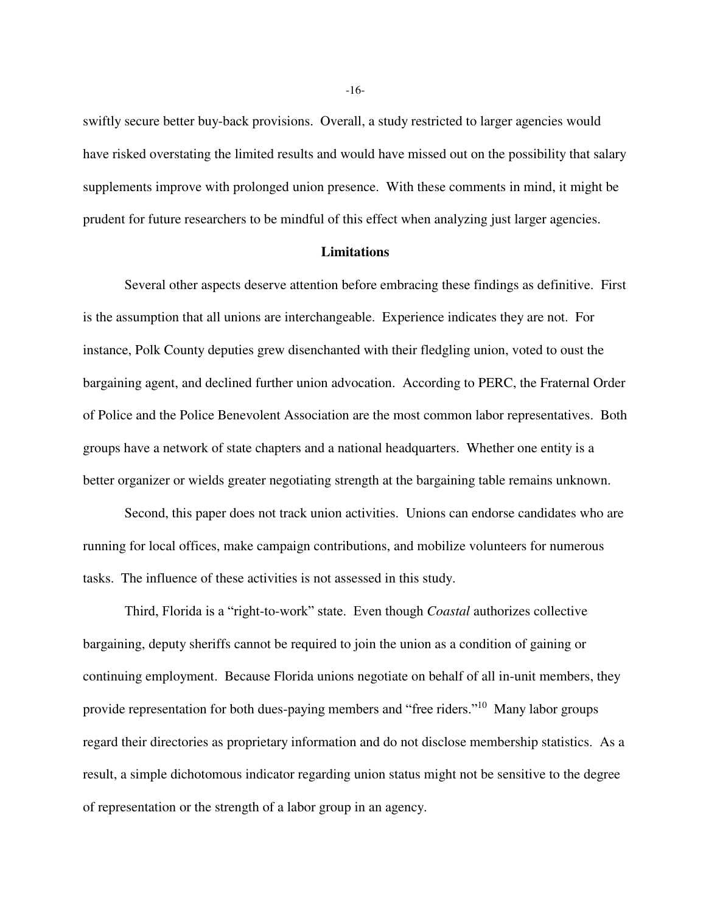swiftly secure better buy-back provisions. Overall, a study restricted to larger agencies would have risked overstating the limited results and would have missed out on the possibility that salary supplements improve with prolonged union presence. With these comments in mind, it might be prudent for future researchers to be mindful of this effect when analyzing just larger agencies.

**Limitations**

Several other aspects deserve attention before embracing these findings as definitive. First is the assumption that all unions are interchangeable. Experience indicates they are not. For instance, Polk County deputies grew disenchanted with their fledgling union, voted to oust the bargaining agent, and declined further union advocation. According to PERC, the Fraternal Order of Police and the Police Benevolent Association are the most common labor representatives. Both groups have a network of state chapters and a national headquarters. Whether one entity is a better organizer or wields greater negotiating strength at the bargaining table remains unknown.

Second, this paper does not track union activities. Unions can endorse candidates who are running for local offices, make campaign contributions, and mobilize volunteers for numerous tasks. The influence of these activities is not assessed in this study.

Third, Florida is a "right-to-work" state. Even though *Coastal* authorizes collective bargaining, deputy sheriffs cannot be required to join the union as a condition of gaining or continuing employment. Because Florida unions negotiate on behalf of all in-unit members, they provide representation for both dues-paying members and "free riders."[10] Many labor groups regard their directories as proprietary information and do not disclose membership statistics. As a result, a simple dichotomous indicator regarding union status might not be sensitive to the degree of representation or the strength of a labor group in an agency.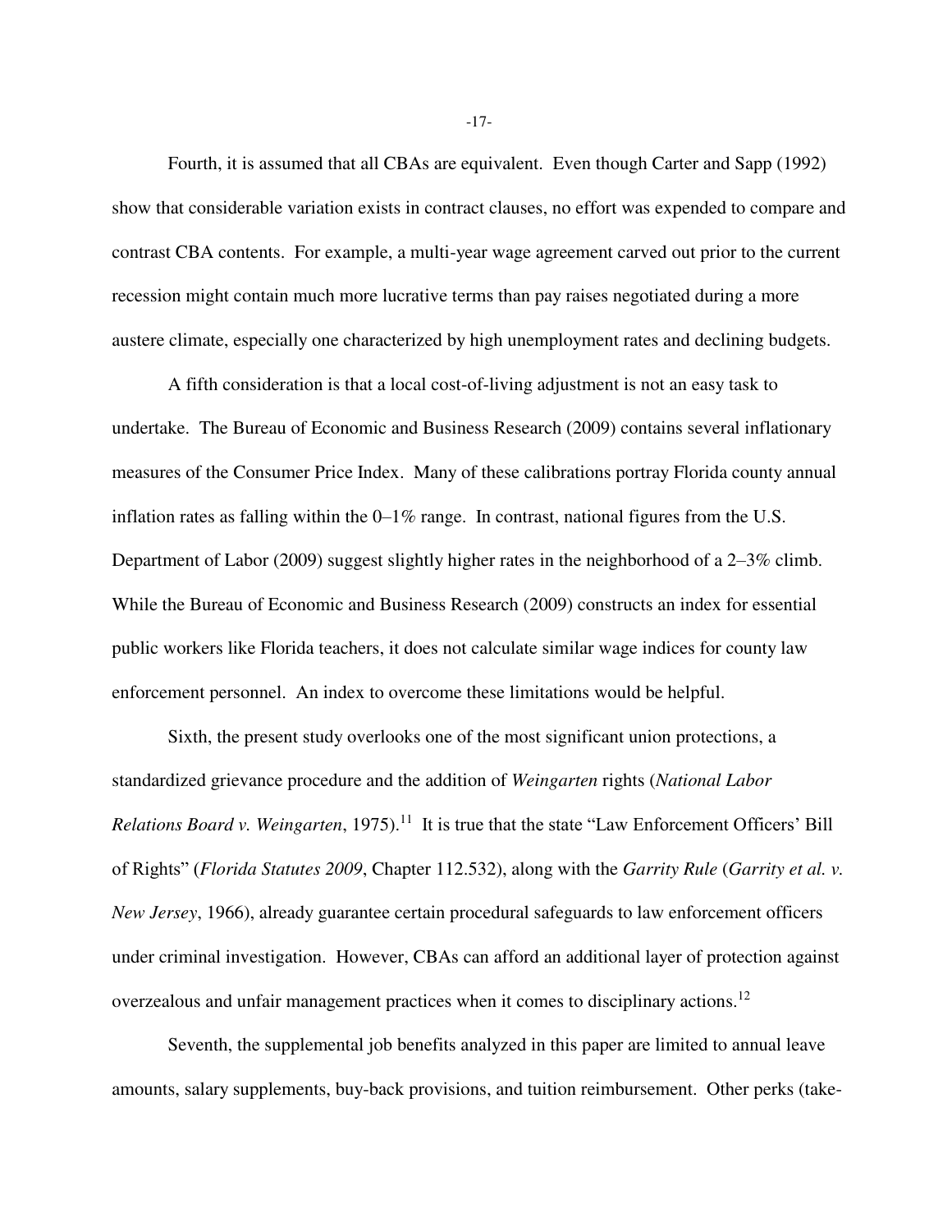Fourth, it is assumed that all CBAs are equivalent. Even though Carter and Sapp (1992) show that considerable variation exists in contract clauses, no effort was expended to compare and contrast CBA contents. For example, a multi-year wage agreement carved out prior to the current recession might contain much more lucrative terms than pay raises negotiated during a more austere climate, especially one characterized by high unemployment rates and declining budgets.

A fifth consideration is that a local cost-of-living adjustment is not an easy task to undertake. The Bureau of Economic and Business Research (2009) contains several inflationary measures of the Consumer Price Index. Many of these calibrations portray Florida county annual inflation rates as falling within the 0–1% range. In contrast, national figures from the U.S. Department of Labor (2009) suggest slightly higher rates in the neighborhood of a 2–3% climb. While the Bureau of Economic and Business Research (2009) constructs an index for essential public workers like Florida teachers, it does not calculate similar wage indices for county law enforcement personnel. An index to overcome these limitations would be helpful.

Sixth, the present study overlooks one of the most significant union protections, a standardized grievance procedure and the addition of *Weingarten* rights (*National Labor Relations Board v. Weingarten*, 1975).[11] It is true that the state "Law Enforcement Officers' Bill of Rights" (*Florida Statutes 2009*, Chapter 112.532), along with the *Garrity Rule* (*Garrity et al. v. New Jersey*, 1966), already guarantee certain procedural safeguards to law enforcement officers under criminal investigation. However, CBAs can afford an additional layer of protection against overzealous and unfair management practices when it comes to disciplinary actions.[12]

Seventh, the supplemental job benefits analyzed in this paper are limited to annual leave amounts, salary supplements, buy-back provisions, and tuition reimbursement. Other perks (take-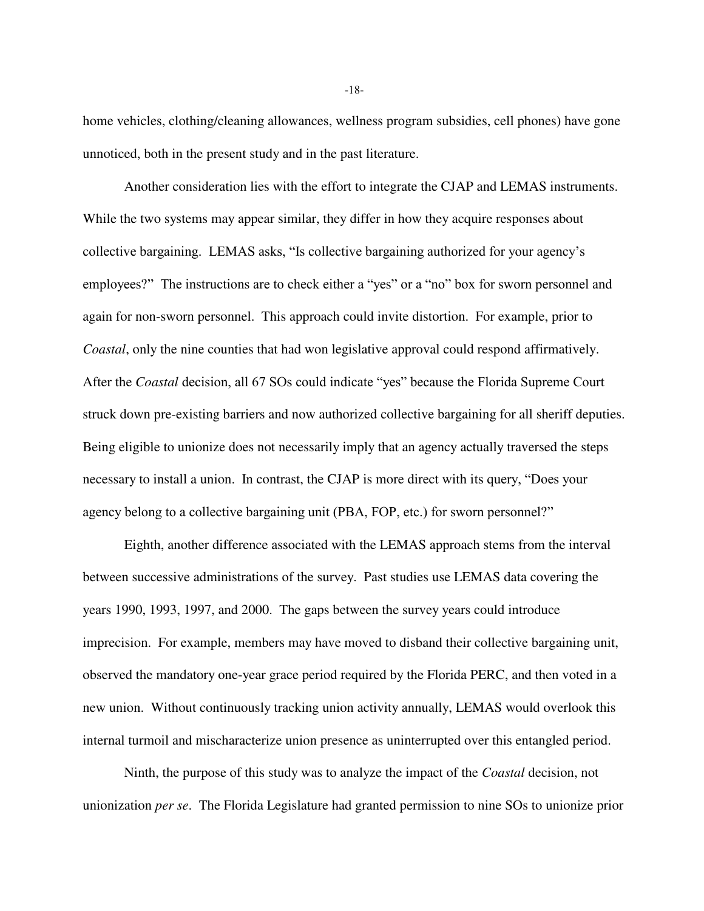home vehicles, clothing/cleaning allowances, wellness program subsidies, cell phones) have gone unnoticed, both in the present study and in the past literature.

Another consideration lies with the effort to integrate the CJAP and LEMAS instruments. While the two systems may appear similar, they differ in how they acquire responses about collective bargaining. LEMAS asks, "Is collective bargaining authorized for your agency's employees?" The instructions are to check either a "yes" or a "no" box for sworn personnel and again for non-sworn personnel. This approach could invite distortion. For example, prior to *Coastal*, only the nine counties that had won legislative approval could respond affirmatively. After the *Coastal* decision, all 67 SOs could indicate "yes" because the Florida Supreme Court struck down pre-existing barriers and now authorized collective bargaining for all sheriff deputies. Being eligible to unionize does not necessarily imply that an agency actually traversed the steps necessary to install a union. In contrast, the CJAP is more direct with its query, "Does your agency belong to a collective bargaining unit (PBA, FOP, etc.) for sworn personnel?"

Eighth, another difference associated with the LEMAS approach stems from the interval between successive administrations of the survey. Past studies use LEMAS data covering the years 1990, 1993, 1997, and 2000. The gaps between the survey years could introduce imprecision. For example, members may have moved to disband their collective bargaining unit, observed the mandatory one-year grace period required by the Florida PERC, and then voted in a new union. Without continuously tracking union activity annually, LEMAS would overlook this internal turmoil and mischaracterize union presence as uninterrupted over this entangled period.

Ninth, the purpose of this study was to analyze the impact of the *Coastal* decision, not unionization *per se*. The Florida Legislature had granted permission to nine SOs to unionize prior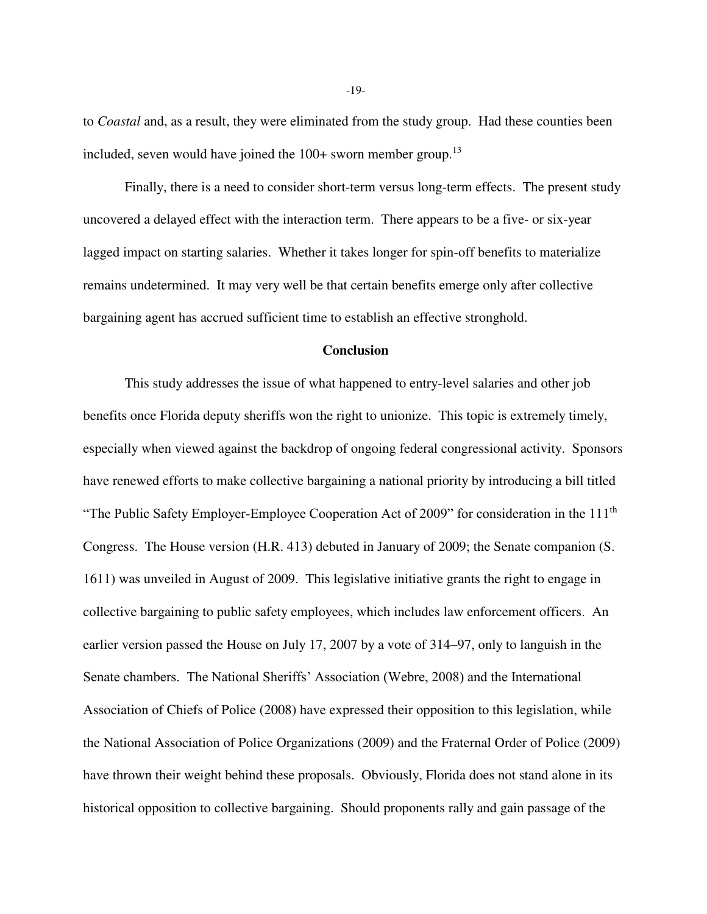to *Coastal* and, as a result, they were eliminated from the study group. Had these counties been included, seven would have joined the 100+ sworn member group.[13]

Finally, there is a need to consider short-term versus long-term effects. The present study uncovered a delayed effect with the interaction term. There appears to be a five- or six-year lagged impact on starting salaries. Whether it takes longer for spin-off benefits to materialize remains undetermined. It may very well be that certain benefits emerge only after collective bargaining agent has accrued sufficient time to establish an effective stronghold.

## Conclusion

This study addresses the issue of what happened to entry-level salaries and other job benefits once Florida deputy sheriffs won the right to unionize. This topic is extremely timely, especially when viewed against the backdrop of ongoing federal congressional activity. Sponsors have renewed efforts to make collective bargaining a national priority by introducing a bill titled "The Public Safety Employer-Employee Cooperation Act of 2009" for consideration in the 111th Congress. The House version (H.R. 413) debuted in January of 2009; the Senate companion (S. 1611) was unveiled in August of 2009. This legislative initiative grants the right to engage in collective bargaining to public safety employees, which includes law enforcement officers. An earlier version passed the House on July 17, 2007 by a vote of 314–97, only to languish in the Senate chambers. The National Sheriffs' Association (Webre, 2008) and the International Association of Chiefs of Police (2008) have expressed their opposition to this legislation, while the National Association of Police Organizations (2009) and the Fraternal Order of Police (2009) have thrown their weight behind these proposals. Obviously, Florida does not stand alone in its historical opposition to collective bargaining. Should proponents rally and gain passage of the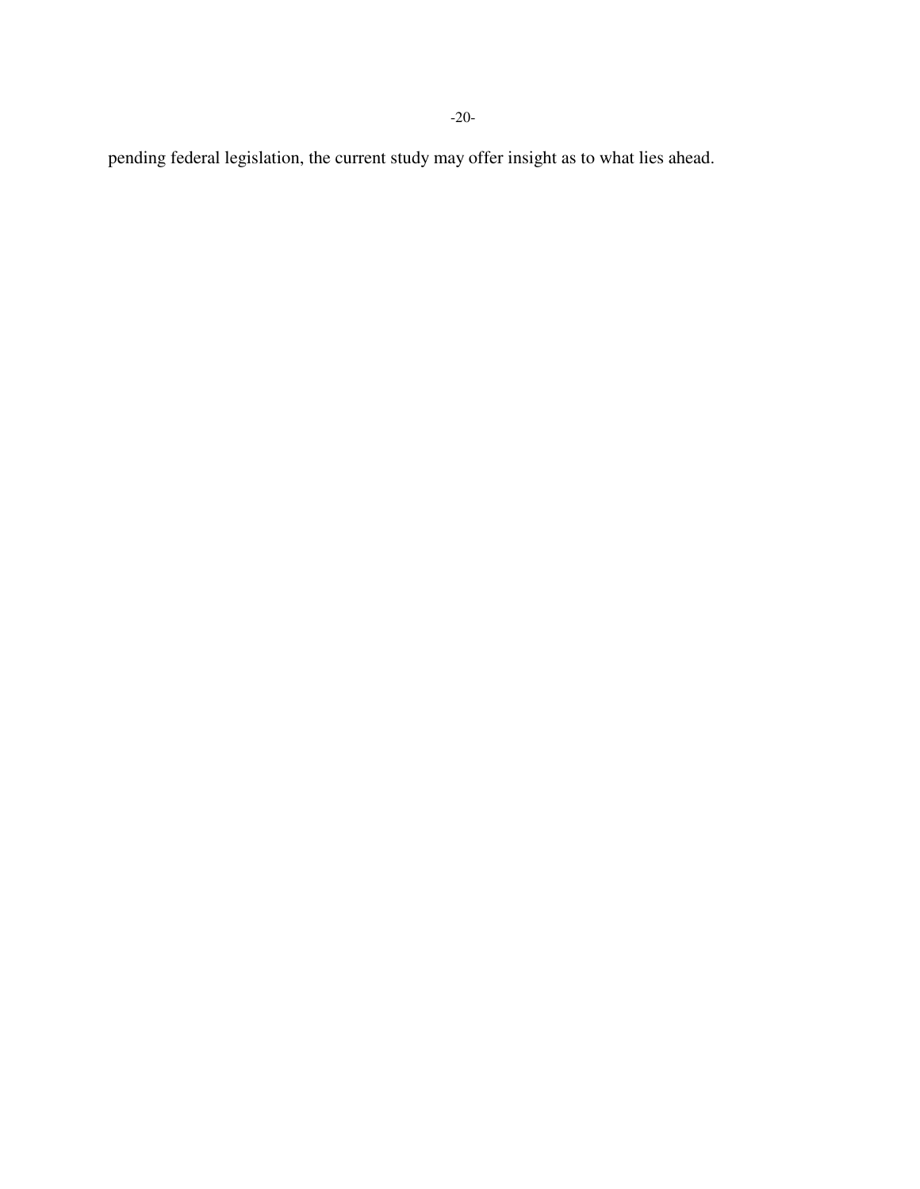pending federal legislation, the current study may offer insight as to what lies ahead.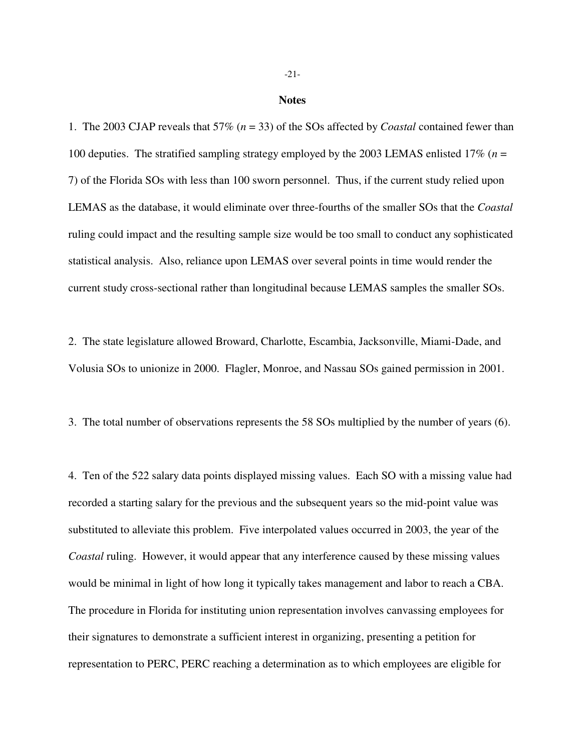## Notes

1. The 2003 CJAP reveals that 57% ($n$ = 33) of the SOs affected by *Coastal* contained fewer than 100 deputies. The stratified sampling strategy employed by the 2003 LEMAS enlisted 17% ($n$ = 7) of the Florida SOs with less than 100 sworn personnel. Thus, if the current study relied upon LEMAS as the database, it would eliminate over three-fourths of the smaller SOs that the *Coastal* ruling could impact and the resulting sample size would be too small to conduct any sophisticated statistical analysis. Also, reliance upon LEMAS over several points in time would render the current study cross-sectional rather than longitudinal because LEMAS samples the smaller SOs.

2. The state legislature allowed Broward, Charlotte, Escambia, Jacksonville, Miami-Dade, and Volusia SOs to unionize in 2000. Flagler, Monroe, and Nassau SOs gained permission in 2001.

3. The total number of observations represents the 58 SOs multiplied by the number of years (6).

4. Ten of the 522 salary data points displayed missing values. Each SO with a missing value had recorded a starting salary for the previous and the subsequent years so the mid-point value was substituted to alleviate this problem. Five interpolated values occurred in 2003, the year of the *Coastal* ruling. However, it would appear that any interference caused by these missing values would be minimal in light of how long it typically takes management and labor to reach a CBA. The procedure in Florida for instituting union representation involves canvassing employees for their signatures to demonstrate a sufficient interest in organizing, presenting a petition for representation to PERC, PERC reaching a determination as to which employees are eligible for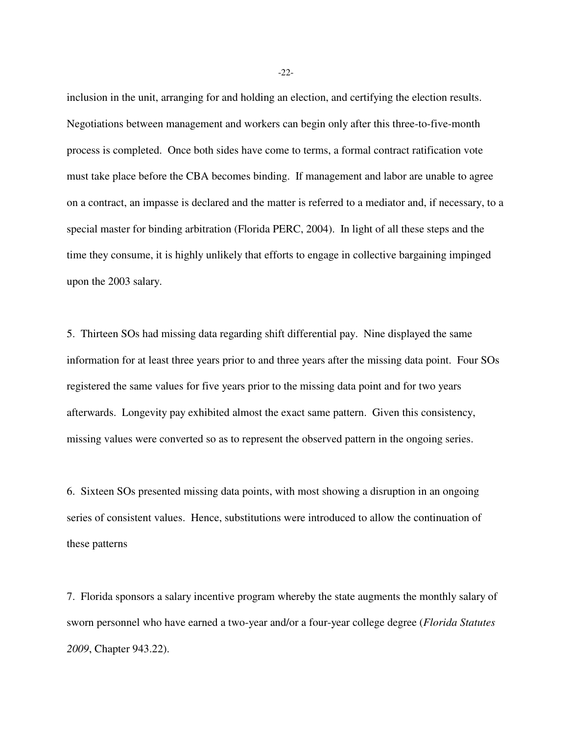inclusion in the unit, arranging for and holding an election, and certifying the election results. Negotiations between management and workers can begin only after this three-to-five-month process is completed. Once both sides have come to terms, a formal contract ratification vote must take place before the CBA becomes binding. If management and labor are unable to agree on a contract, an impasse is declared and the matter is referred to a mediator and, if necessary, to a special master for binding arbitration (Florida PERC, 2004). In light of all these steps and the time they consume, it is highly unlikely that efforts to engage in collective bargaining impinged upon the 2003 salary.

5. Thirteen SOs had missing data regarding shift differential pay. Nine displayed the same information for at least three years prior to and three years after the missing data point. Four SOs registered the same values for five years prior to the missing data point and for two years afterwards. Longevity pay exhibited almost the exact same pattern. Given this consistency, missing values were converted so as to represent the observed pattern in the ongoing series.

6. Sixteen SOs presented missing data points, with most showing a disruption in an ongoing series of consistent values. Hence, substitutions were introduced to allow the continuation of these patterns

7. Florida sponsors a salary incentive program whereby the state augments the monthly salary of sworn personnel who have earned a two-year and/or a four-year college degree (*Florida Statutes 2009*, Chapter 943.22).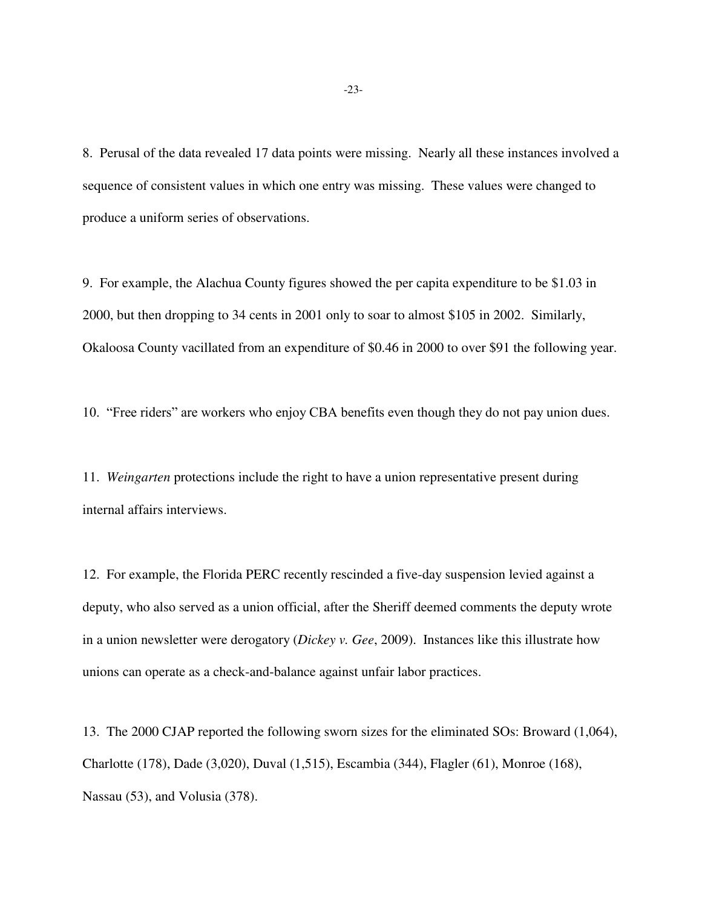8. Perusal of the data revealed 17 data points were missing. Nearly all these instances involved a sequence of consistent values in which one entry was missing. These values were changed to produce a uniform series of observations.

9. For example, the Alachua County figures showed the per capita expenditure to be $1.03 in 2000, but then dropping to 34 cents in 2001 only to soar to almost $105 in 2002. Similarly, Okaloosa County vacillated from an expenditure of $0.46 in 2000 to over $91 the following year.

10. "Free riders" are workers who enjoy CBA benefits even though they do not pay union dues.

11. *Weingarten* protections include the right to have a union representative present during internal affairs interviews.

12. For example, the Florida PERC recently rescinded a five-day suspension levied against a deputy, who also served as a union official, after the Sheriff deemed comments the deputy wrote in a union newsletter were derogatory (*Dickey v. Gee*, 2009). Instances like this illustrate how unions can operate as a check-and-balance against unfair labor practices.

13. The 2000 CJAP reported the following sworn sizes for the eliminated SOs: Broward (1,064), Charlotte (178), Dade (3,020), Duval (1,515), Escambia (344), Flagler (61), Monroe (168), Nassau (53), and Volusia (378).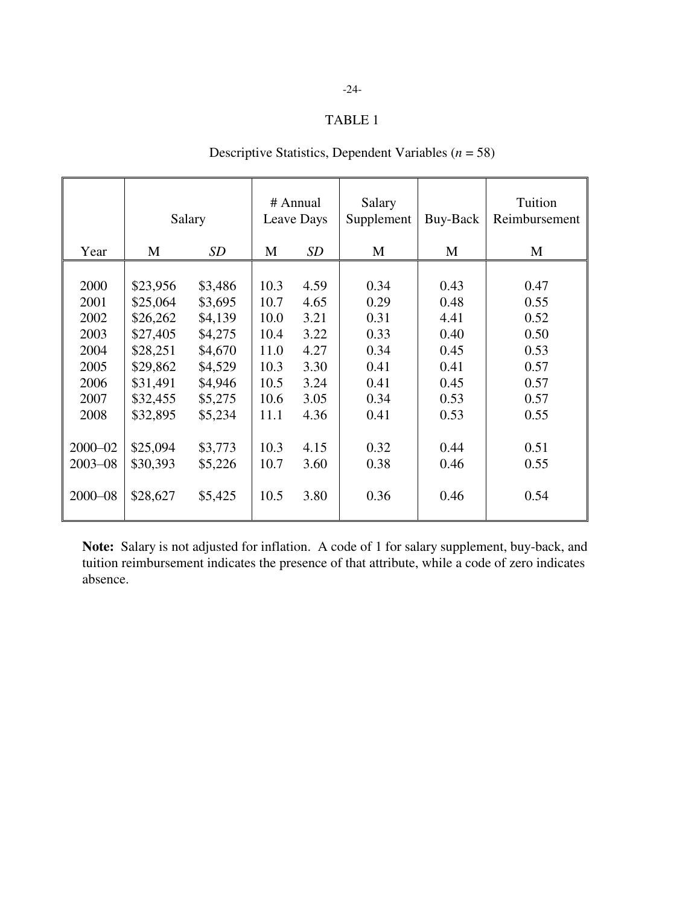TABLE 1

Descriptive Statistics, Dependent Variables ($n$ = 58)

| | Salary | | # Annual Leave Days | | Salary Supplement | Buy-Back | Tuition Reimbursement |
|---|---|---|---|---|---|---|---|
| Year | M | *SD* | M | *SD* | M | M | M |
| 2000 | $23,956 | $3,486 | 10.3 | 4.59 | 0.34 | 0.43 | 0.47 |
| 2001 | $25,064 | $3,695 | 10.7 | 4.65 | 0.29 | 0.48 | 0.55 |
| 2002 | $26,262 | $4,139 | 10.0 | 3.21 | 0.31 | 4.41 | 0.52 |
| 2003 | $27,405 | $4,275 | 10.4 | 3.22 | 0.33 | 0.40 | 0.50 |
| 2004 | $28,251 | $4,670 | 11.0 | 4.27 | 0.34 | 0.45 | 0.53 |
| 2005 | $29,862 | $4,529 | 10.3 | 3.30 | 0.41 | 0.41 | 0.57 |
| 2006 | $31,491 | $4,946 | 10.5 | 3.24 | 0.41 | 0.45 | 0.57 |
| 2007 | $32,455 | $5,275 | 10.6 | 3.05 | 0.34 | 0.53 | 0.57 |
| 2008 | $32,895 | $5,234 | 11.1 | 4.36 | 0.41 | 0.53 | 0.55 |
| 2000–02 | $25,094 | $3,773 | 10.3 | 4.15 | 0.32 | 0.44 | 0.51 |
| 2003–08 | $30,393 | $5,226 | 10.7 | 3.60 | 0.38 | 0.46 | 0.55 |
| 2000–08 | $28,627 | $5,425 | 10.5 | 3.80 | 0.36 | 0.46 | 0.54 |

**Note:** Salary is not adjusted for inflation. A code of 1 for salary supplement, buy-back, and tuition reimbursement indicates the presence of that attribute, while a code of zero indicates absence.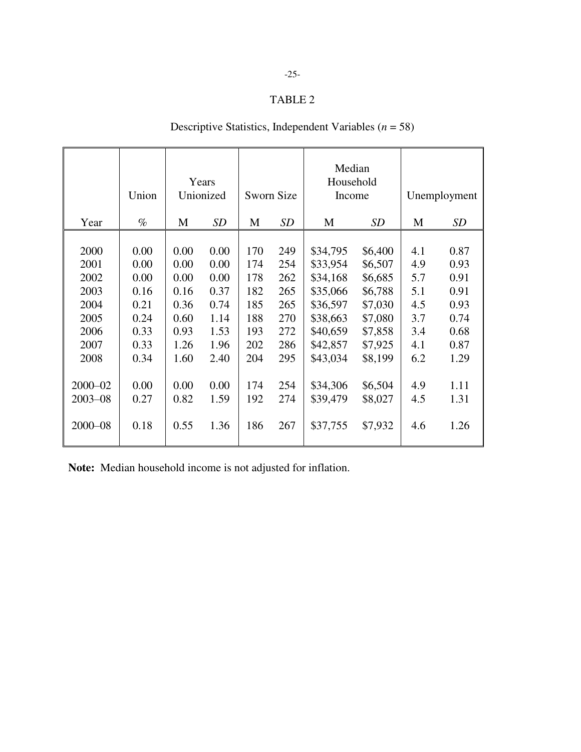TABLE 2

Descriptive Statistics, Independent Variables (*n* = 58)

| | Union | Years Unionized | | Sworn Size | | Median Household Income | | Unemployment | |
|---|---|---|---|---|---|---|---|---|---|
| Year | % | M | *SD* | M | *SD* | M | *SD* | M | *SD* |
| 2000 | 0.00 | 0.00 | 0.00 | 170 | 249 | $34,795 | $6,400 | 4.1 | 0.87 |
| 2001 | 0.00 | 0.00 | 0.00 | 174 | 254 | $33,954 | $6,507 | 4.9 | 0.93 |
| 2002 | 0.00 | 0.00 | 0.00 | 178 | 262 | $34,168 | $6,685 | 5.7 | 0.91 |
| 2003 | 0.16 | 0.16 | 0.37 | 182 | 265 | $35,066 | $6,788 | 5.1 | 0.91 |
| 2004 | 0.21 | 0.36 | 0.74 | 185 | 265 | $36,597 | $7,030 | 4.5 | 0.93 |
| 2005 | 0.24 | 0.60 | 1.14 | 188 | 270 | $38,663 | $7,080 | 3.7 | 0.74 |
| 2006 | 0.33 | 0.93 | 1.53 | 193 | 272 | $40,659 | $7,858 | 3.4 | 0.68 |
| 2007 | 0.33 | 1.26 | 1.96 | 202 | 286 | $42,857 | $7,925 | 4.1 | 0.87 |
| 2008 | 0.34 | 1.60 | 2.40 | 204 | 295 | $43,034 | $8,199 | 6.2 | 1.29 |
| 2000–02 | 0.00 | 0.00 | 0.00 | 174 | 254 | $34,306 | $6,504 | 4.9 | 1.11 |
| 2003–08 | 0.27 | 0.82 | 1.59 | 192 | 274 | $39,479 | $8,027 | 4.5 | 1.31 |
| 2000–08 | 0.18 | 0.55 | 1.36 | 186 | 267 | $37,755 | $7,932 | 4.6 | 1.26 |

**Note:** Median household income is not adjusted for inflation.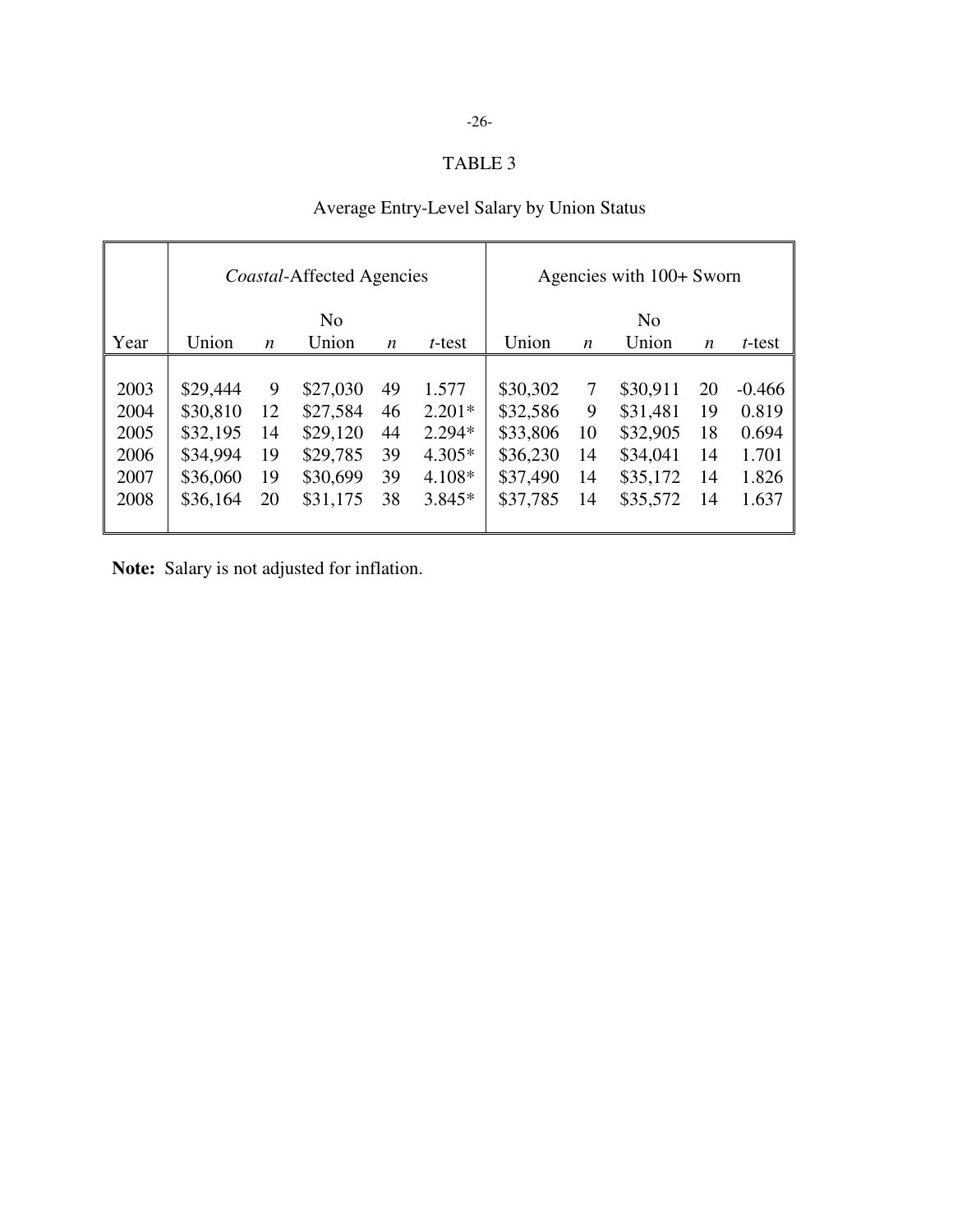TABLE 3

Average Entry-Level Salary by Union Status

| | *Coastal*-Affected Agencies | | | | | Agencies with 100+ Sworn | | | | |
|---|---|---|---|---|---|---|---|---|---|---|
| Year | Union | *n* | No Union | *n* | *t*-test | Union | *n* | No Union | *n* | *t*-test |
| 2003 | $29,444 | 9 | $27,030 | 49 | 1.577 | $30,302 | 7 | $30,911 | 20 | -0.466 |
| 2004 | $30,810 | 12 | $27,584 | 46 | 2.201* | $32,586 | 9 | $31,481 | 19 | 0.819 |
| 2005 | $32,195 | 14 | $29,120 | 44 | 2.294* | $33,806 | 10 | $32,905 | 18 | 0.694 |
| 2006 | $34,994 | 19 | $29,785 | 39 | 4.305* | $36,230 | 14 | $34,041 | 14 | 1.701 |
| 2007 | $36,060 | 19 | $30,699 | 39 | 4.108* | $37,490 | 14 | $35,172 | 14 | 1.826 |
| 2008 | $36,164 | 20 | $31,175 | 38 | 3.845* | $37,785 | 14 | $35,572 | 14 | 1.637 |

**Note:** Salary is not adjusted for inflation.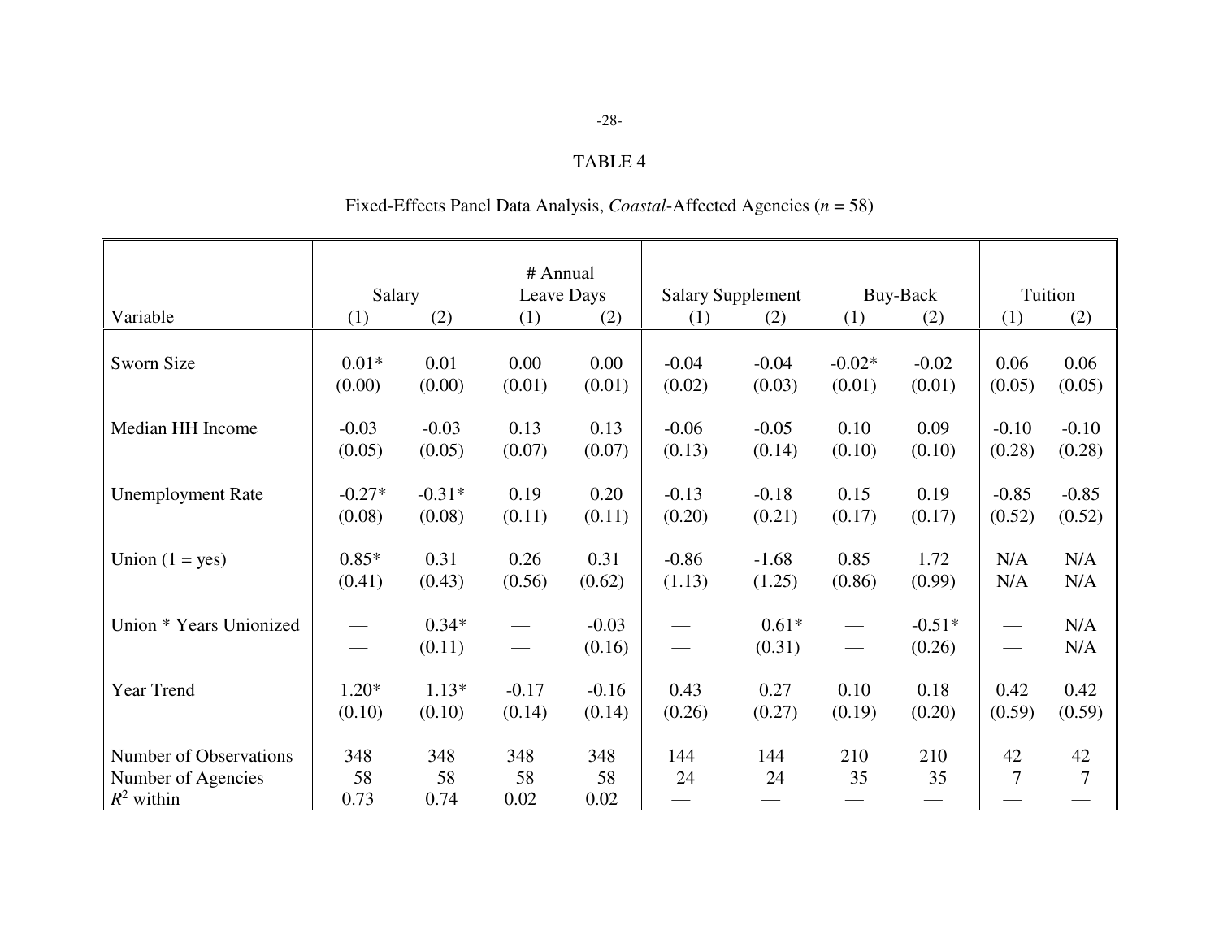TABLE 4

Fixed-Effects Panel Data Analysis, *Coastal*-Affected Agencies ($n$ = 58)

| Variable | Salary (1) | Salary (2) | # Annual Leave Days (1) | # Annual Leave Days (2) | Salary Supplement (1) | Salary Supplement (2) | Buy-Back (1) | Buy-Back (2) | Tuition (1) | Tuition (2) |
|---|---|---|---|---|---|---|---|---|---|---|
| Sworn Size | 0.01* | 0.01 | 0.00 | 0.00 | -0.04 | -0.04 | -0.02* | -0.02 | 0.06 | 0.06 |
| | (0.00) | (0.00) | (0.01) | (0.01) | (0.02) | (0.03) | (0.01) | (0.01) | (0.05) | (0.05) |
| Median HH Income | -0.03 | -0.03 | 0.13 | 0.13 | -0.06 | -0.05 | 0.10 | 0.09 | -0.10 | -0.10 |
| | (0.05) | (0.05) | (0.07) | (0.07) | (0.13) | (0.14) | (0.10) | (0.10) | (0.28) | (0.28) |
| Unemployment Rate | -0.27* | -0.31* | 0.19 | 0.20 | -0.13 | -0.18 | 0.15 | 0.19 | -0.85 | -0.85 |
| | (0.08) | (0.08) | (0.11) | (0.11) | (0.20) | (0.21) | (0.17) | (0.17) | (0.52) | (0.52) |
| Union (1 = yes) | 0.85* | 0.31 | 0.26 | 0.31 | -0.86 | -1.68 | 0.85 | 1.72 | N/A | N/A |
| | (0.41) | (0.43) | (0.56) | (0.62) | (1.13) | (1.25) | (0.86) | (0.99) | N/A | N/A |
| Union * Years Unionized | — | 0.34* | — | -0.03 | — | 0.61* | — | -0.51* | — | N/A |
| | — | (0.11) | — | (0.16) | — | (0.31) | — | (0.26) | — | N/A |
| Year Trend | 1.20* | 1.13* | -0.17 | -0.16 | 0.43 | 0.27 | 0.10 | 0.18 | 0.42 | 0.42 |
| | (0.10) | (0.10) | (0.14) | (0.14) | (0.26) | (0.27) | (0.19) | (0.20) | (0.59) | (0.59) |
| Number of Observations | 348 | 348 | 348 | 348 | 144 | 144 | 210 | 210 | 42 | 42 |
| Number of Agencies | 58 | 58 | 58 | 58 | 24 | 24 | 35 | 35 | 7 | 7 |
| $R^2$ within | 0.73 | 0.74 | 0.02 | 0.02 | — | — | — | — | — | — |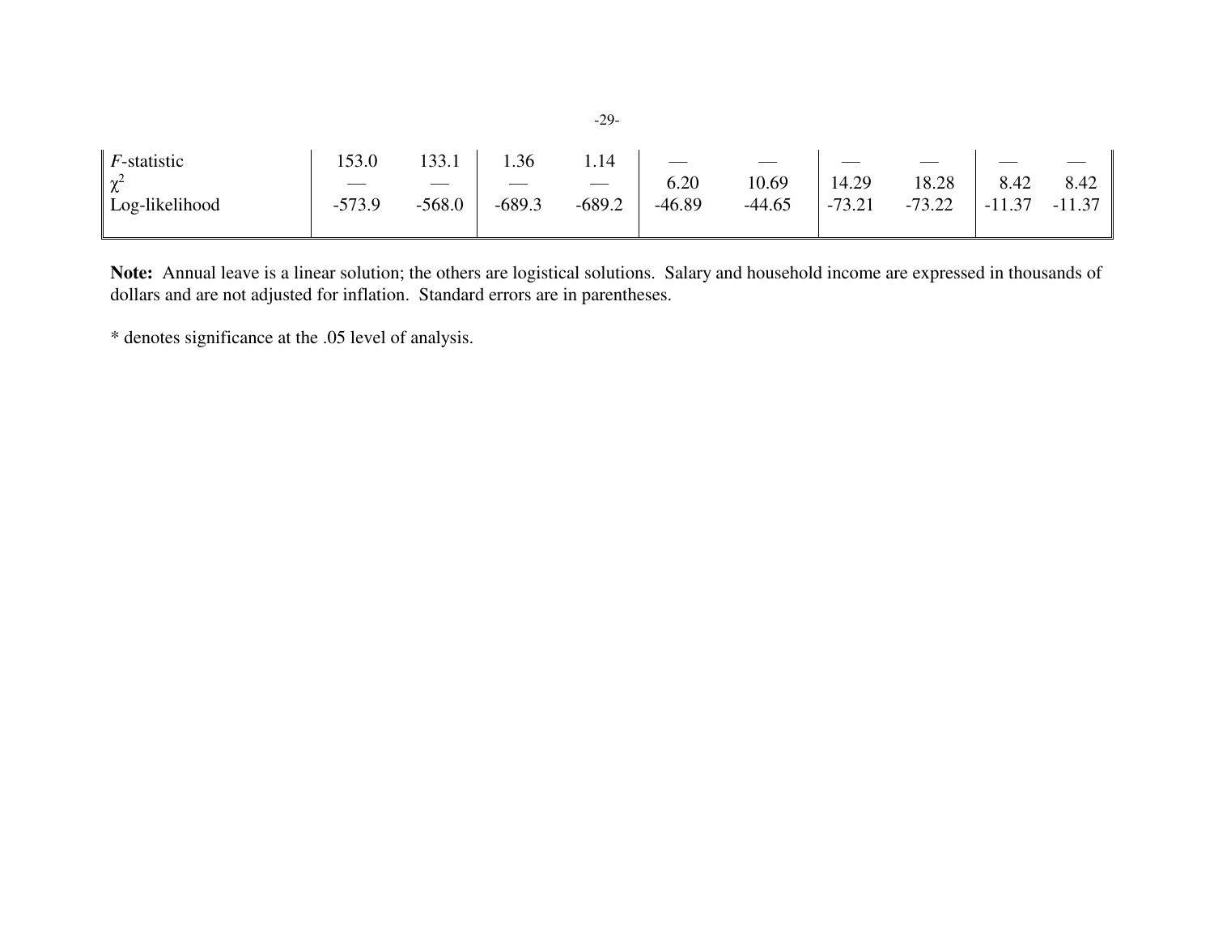| | | | | | | | | | | |
|---|---|---|---|---|---|---|---|---|---|---|
| *F*-statistic | 153.0 | 133.1 | 1.36 | 1.14 | — | — | — | — | — | — |
| $\chi^2$ | — | — | — | — | 6.20 | 10.69 | 14.29 | 18.28 | 8.42 | 8.42 |
| Log-likelihood | -573.9 | -568.0 | -689.3 | -689.2 | -46.89 | -44.65 | -73.21 | -73.22 | -11.37 | -11.37 |

**Note:** Annual leave is a linear solution; the others are logistical solutions. Salary and household income are expressed in thousands of dollars and are not adjusted for inflation. Standard errors are in parentheses.

* denotes significance at the .05 level of analysis.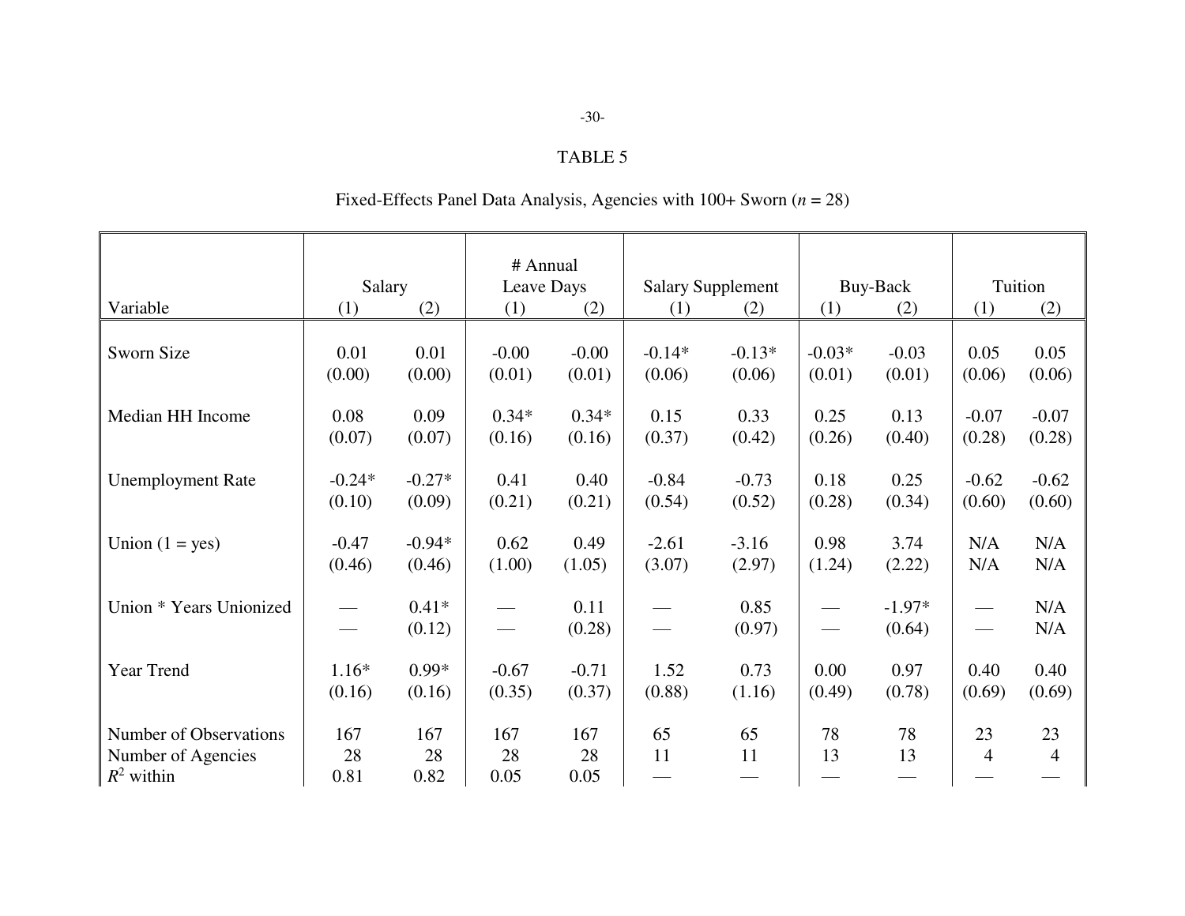TABLE 5

Fixed-Effects Panel Data Analysis, Agencies with 100+ Sworn ($n$ = 28)

| Variable | Salary (1) | Salary (2) | # Annual Leave Days (1) | # Annual Leave Days (2) | Salary Supplement (1) | Salary Supplement (2) | Buy-Back (1) | Buy-Back (2) | Tuition (1) | Tuition (2) |
|---|---|---|---|---|---|---|---|---|---|---|
| Sworn Size | 0.01 | 0.01 | -0.00 | -0.00 | -0.14* | -0.13* | -0.03* | -0.03 | 0.05 | 0.05 |
| | (0.00) | (0.00) | (0.01) | (0.01) | (0.06) | (0.06) | (0.01) | (0.01) | (0.06) | (0.06) |
| Median HH Income | 0.08 | 0.09 | 0.34* | 0.34* | 0.15 | 0.33 | 0.25 | 0.13 | -0.07 | -0.07 |
| | (0.07) | (0.07) | (0.16) | (0.16) | (0.37) | (0.42) | (0.26) | (0.40) | (0.28) | (0.28) |
| Unemployment Rate | -0.24* | -0.27* | 0.41 | 0.40 | -0.84 | -0.73 | 0.18 | 0.25 | -0.62 | -0.62 |
| | (0.10) | (0.09) | (0.21) | (0.21) | (0.54) | (0.52) | (0.28) | (0.34) | (0.60) | (0.60) |
| Union (1 = yes) | -0.47 | -0.94* | 0.62 | 0.49 | -2.61 | -3.16 | 0.98 | 3.74 | N/A | N/A |
| | (0.46) | (0.46) | (1.00) | (1.05) | (3.07) | (2.97) | (1.24) | (2.22) | N/A | N/A |
| Union * Years Unionized | — | 0.41* | — | 0.11 | — | 0.85 | — | -1.97* | — | N/A |
| | — | (0.12) | — | (0.28) | — | (0.97) | — | (0.64) | — | N/A |
| Year Trend | 1.16* | 0.99* | -0.67 | -0.71 | 1.52 | 0.73 | 0.00 | 0.97 | 0.40 | 0.40 |
| | (0.16) | (0.16) | (0.35) | (0.37) | (0.88) | (1.16) | (0.49) | (0.78) | (0.69) | (0.69) |
| Number of Observations | 167 | 167 | 167 | 167 | 65 | 65 | 78 | 78 | 23 | 23 |
| Number of Agencies | 28 | 28 | 28 | 28 | 11 | 11 | 13 | 13 | 4 | 4 |
| $R^2$ within | 0.81 | 0.82 | 0.05 | 0.05 | — | — | — | — | — | — |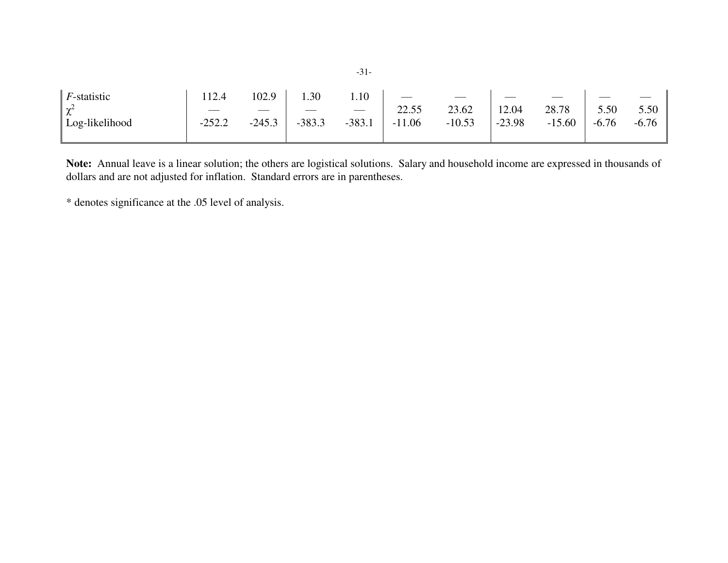| | | | | | | | | | | |
|---|---|---|---|---|---|---|---|---|---|---|
| *F*-statistic | 112.4 | 102.9 | 1.30 | 1.10 | — | — | — | — | — | — |
| $\chi^2$ | — | — | — | — | 22.55 | 23.62 | 12.04 | 28.78 | 5.50 | 5.50 |
| Log-likelihood | -252.2 | -245.3 | -383.3 | -383.1 | -11.06 | -10.53 | -23.98 | -15.60 | -6.76 | -6.76 |

**Note:** Annual leave is a linear solution; the others are logistical solutions. Salary and household income are expressed in thousands of dollars and are not adjusted for inflation. Standard errors are in parentheses.

* denotes significance at the .05 level of analysis.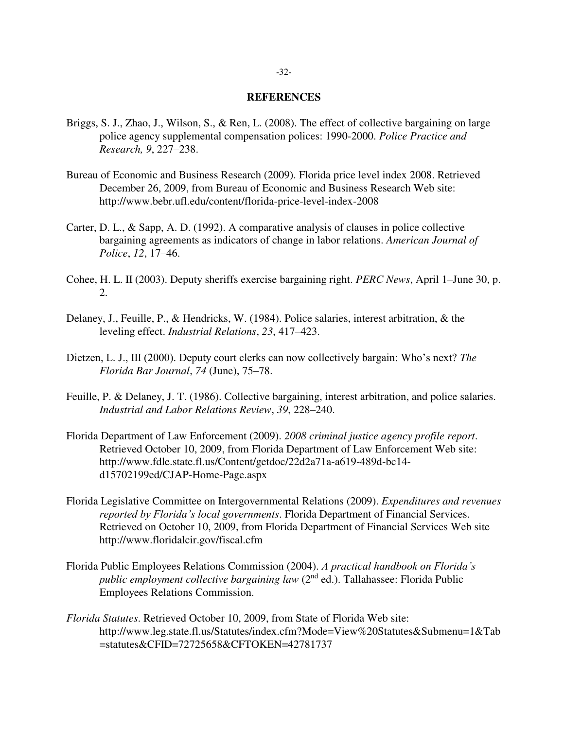## REFERENCES

Briggs, S. J., Zhao, J., Wilson, S., & Ren, L. (2008). The effect of collective bargaining on large police agency supplemental compensation polices: 1990-2000. *Police Practice and Research, 9*, 227–238.

Bureau of Economic and Business Research (2009). Florida price level index 2008. Retrieved December 26, 2009, from Bureau of Economic and Business Research Web site: http://www.bebr.ufl.edu/content/florida-price-level-index-2008

Carter, D. L., & Sapp, A. D. (1992). A comparative analysis of clauses in police collective bargaining agreements as indicators of change in labor relations. *American Journal of Police*, *12*, 17–46.

Cohee, H. L. II (2003). Deputy sheriffs exercise bargaining right. *PERC News*, April 1–June 30, p. 2.

Delaney, J., Feuille, P., & Hendricks, W. (1984). Police salaries, interest arbitration, & the leveling effect. *Industrial Relations*, *23*, 417–423.

Dietzen, L. J., III (2000). Deputy court clerks can now collectively bargain: Who's next? *The Florida Bar Journal*, *74* (June), 75–78.

Feuille, P. & Delaney, J. T. (1986). Collective bargaining, interest arbitration, and police salaries. *Industrial and Labor Relations Review*, *39*, 228–240.

Florida Department of Law Enforcement (2009). *2008 criminal justice agency profile report*. Retrieved October 10, 2009, from Florida Department of Law Enforcement Web site: http://www.fdle.state.fl.us/Content/getdoc/22d2a71a-a619-489d-bc14-d15702199ed/CJAP-Home-Page.aspx

Florida Legislative Committee on Intergovernmental Relations (2009). *Expenditures and revenues reported by Florida's local governments*. Florida Department of Financial Services. Retrieved on October 10, 2009, from Florida Department of Financial Services Web site http://www.floridalcir.gov/fiscal.cfm

Florida Public Employees Relations Commission (2004). *A practical handbook on Florida's public employment collective bargaining law* (2nd ed.). Tallahassee: Florida Public Employees Relations Commission.

*Florida Statutes*. Retrieved October 10, 2009, from State of Florida Web site: http://www.leg.state.fl.us/Statutes/index.cfm?Mode=View%20Statutes&Submenu=1&Tab=statutes&CFID=72725658&CFTOKEN=42781737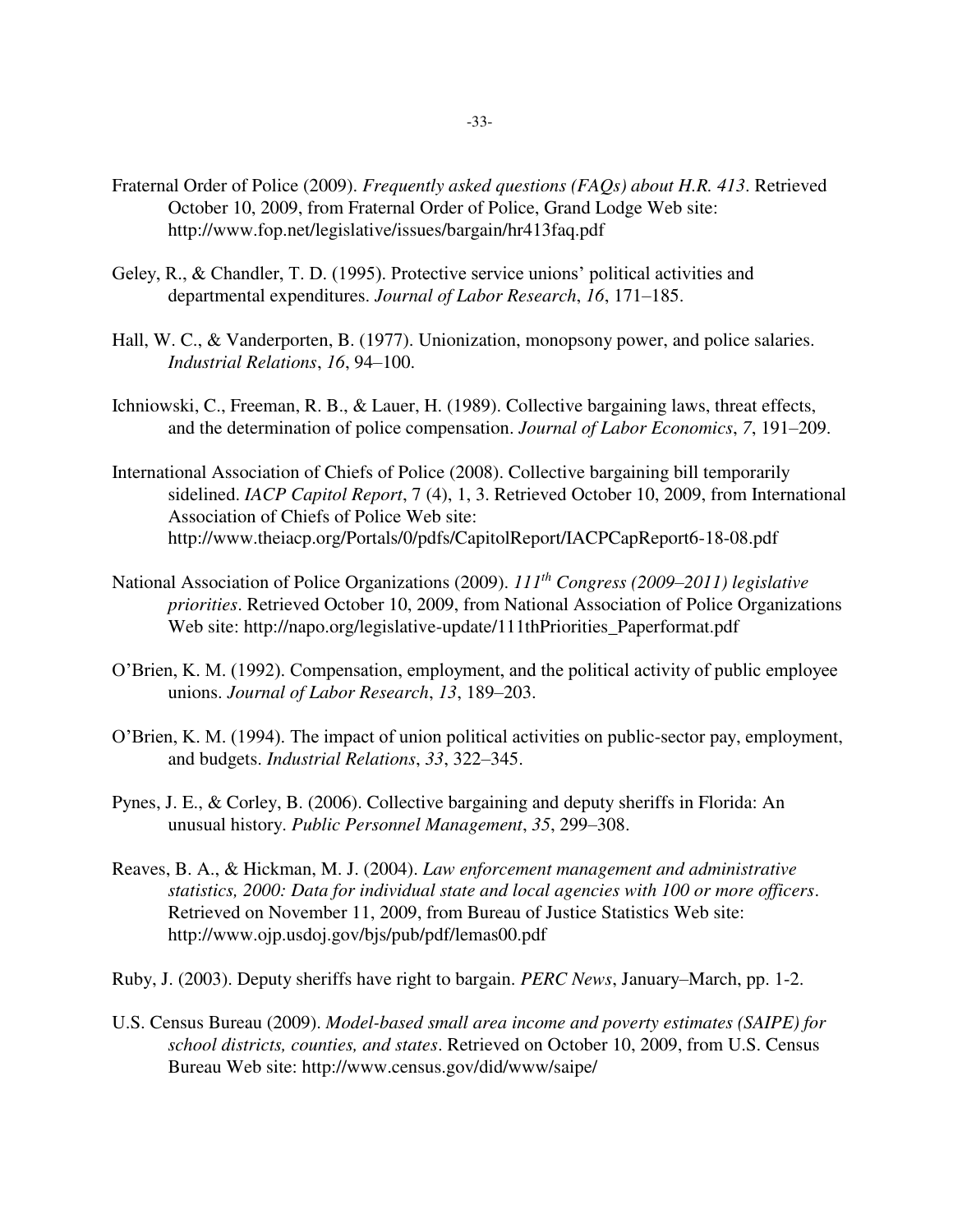Fraternal Order of Police (2009). *Frequently asked questions (FAQs) about H.R. 413*. Retrieved October 10, 2009, from Fraternal Order of Police, Grand Lodge Web site: http://www.fop.net/legislative/issues/bargain/hr413faq.pdf

Geley, R., & Chandler, T. D. (1995). Protective service unions' political activities and departmental expenditures. *Journal of Labor Research*, *16*, 171–185.

Hall, W. C., & Vanderporten, B. (1977). Unionization, monopsony power, and police salaries. *Industrial Relations*, *16*, 94–100.

Ichniowski, C., Freeman, R. B., & Lauer, H. (1989). Collective bargaining laws, threat effects, and the determination of police compensation. *Journal of Labor Economics*, *7*, 191–209.

International Association of Chiefs of Police (2008). Collective bargaining bill temporarily sidelined. *IACP Capitol Report*, 7 (4), 1, 3. Retrieved October 10, 2009, from International Association of Chiefs of Police Web site: http://www.theiacp.org/Portals/0/pdfs/CapitolReport/IACPCapReport6-18-08.pdf

National Association of Police Organizations (2009). *111th Congress (2009–2011) legislative priorities*. Retrieved October 10, 2009, from National Association of Police Organizations Web site: http://napo.org/legislative-update/111thPriorities_Paperformat.pdf

O'Brien, K. M. (1992). Compensation, employment, and the political activity of public employee unions. *Journal of Labor Research*, *13*, 189–203.

O'Brien, K. M. (1994). The impact of union political activities on public-sector pay, employment, and budgets. *Industrial Relations*, *33*, 322–345.

Pynes, J. E., & Corley, B. (2006). Collective bargaining and deputy sheriffs in Florida: An unusual history. *Public Personnel Management*, *35*, 299–308.

Reaves, B. A., & Hickman, M. J. (2004). *Law enforcement management and administrative statistics, 2000: Data for individual state and local agencies with 100 or more officers*. Retrieved on November 11, 2009, from Bureau of Justice Statistics Web site: http://www.ojp.usdoj.gov/bjs/pub/pdf/lemas00.pdf

Ruby, J. (2003). Deputy sheriffs have right to bargain. *PERC News*, January–March, pp. 1-2.

U.S. Census Bureau (2009). *Model-based small area income and poverty estimates (SAIPE) for school districts, counties, and states*. Retrieved on October 10, 2009, from U.S. Census Bureau Web site: http://www.census.gov/did/www/saipe/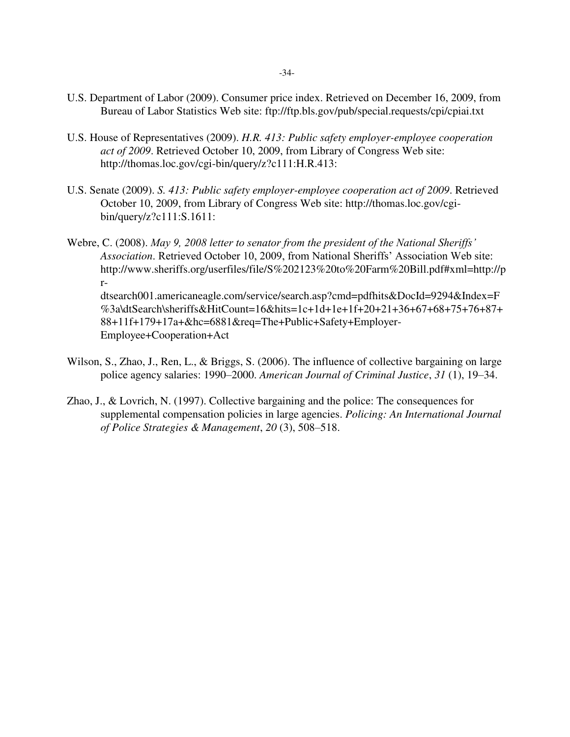U.S. Department of Labor (2009). Consumer price index. Retrieved on December 16, 2009, from Bureau of Labor Statistics Web site: ftp://ftp.bls.gov/pub/special.requests/cpi/cpiai.txt

U.S. House of Representatives (2009). *H.R. 413: Public safety employer-employee cooperation act of 2009*. Retrieved October 10, 2009, from Library of Congress Web site: http://thomas.loc.gov/cgi-bin/query/z?c111:H.R.413:

U.S. Senate (2009). *S. 413: Public safety employer-employee cooperation act of 2009*. Retrieved October 10, 2009, from Library of Congress Web site: http://thomas.loc.gov/cgi-bin/query/z?c111:S.1611:

Webre, C. (2008). *May 9, 2008 letter to senator from the president of the National Sheriffs' Association*. Retrieved October 10, 2009, from National Sheriffs' Association Web site: http://www.sheriffs.org/userfiles/file/S%202123%20to%20Farm%20Bill.pdf#xml=http://pr-dtsearch001.americaneagle.com/service/search.asp?cmd=pdfhits&DocId=9294&Index=F%3a\dtSearch\sheriffs&HitCount=16&hits=1c+1d+1e+1f+20+21+36+67+68+75+76+87+88+11f+179+17a+&hc=6881&req=The+Public+Safety+Employer-Employee+Cooperation+Act

Wilson, S., Zhao, J., Ren, L., & Briggs, S. (2006). The influence of collective bargaining on large police agency salaries: 1990–2000. *American Journal of Criminal Justice*, *31* (1), 19–34.

Zhao, J., & Lovrich, N. (1997). Collective bargaining and the police: The consequences for supplemental compensation policies in large agencies. *Policing: An International Journal of Police Strategies & Management*, *20* (3), 508–518.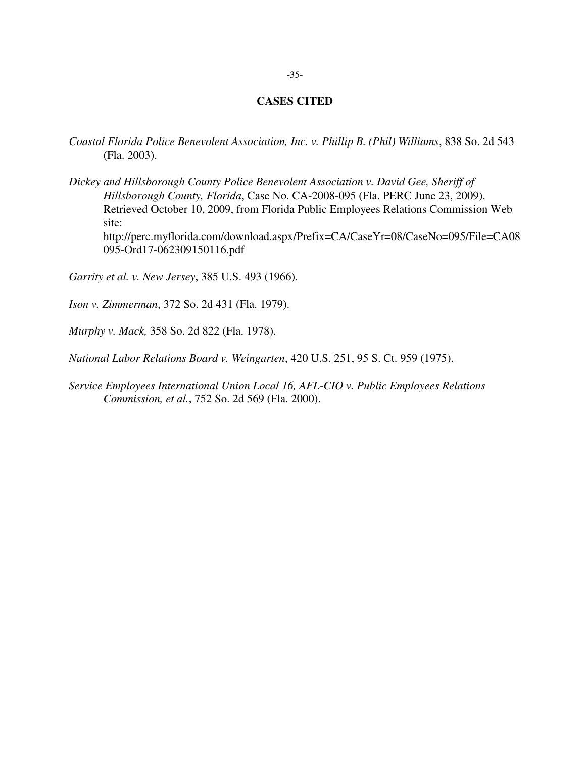## CASES CITED

*Coastal Florida Police Benevolent Association, Inc. v. Phillip B. (Phil) Williams*, 838 So. 2d 543 (Fla. 2003).

*Dickey and Hillsborough County Police Benevolent Association v. David Gee, Sheriff of Hillsborough County, Florida*, Case No. CA-2008-095 (Fla. PERC June 23, 2009). Retrieved October 10, 2009, from Florida Public Employees Relations Commission Web site: http://perc.myflorida.com/download.aspx/Prefix=CA/CaseYr=08/CaseNo=095/File=CA08095-Ord17-062309150116.pdf

*Garrity et al. v. New Jersey*, 385 U.S. 493 (1966).

*Ison v. Zimmerman*, 372 So. 2d 431 (Fla. 1979).

*Murphy v. Mack,* 358 So. 2d 822 (Fla. 1978).

*National Labor Relations Board v. Weingarten*, 420 U.S. 251, 95 S. Ct. 959 (1975).

*Service Employees International Union Local 16, AFL-CIO v. Public Employees Relations Commission, et al.*, 752 So. 2d 569 (Fla. 2000).